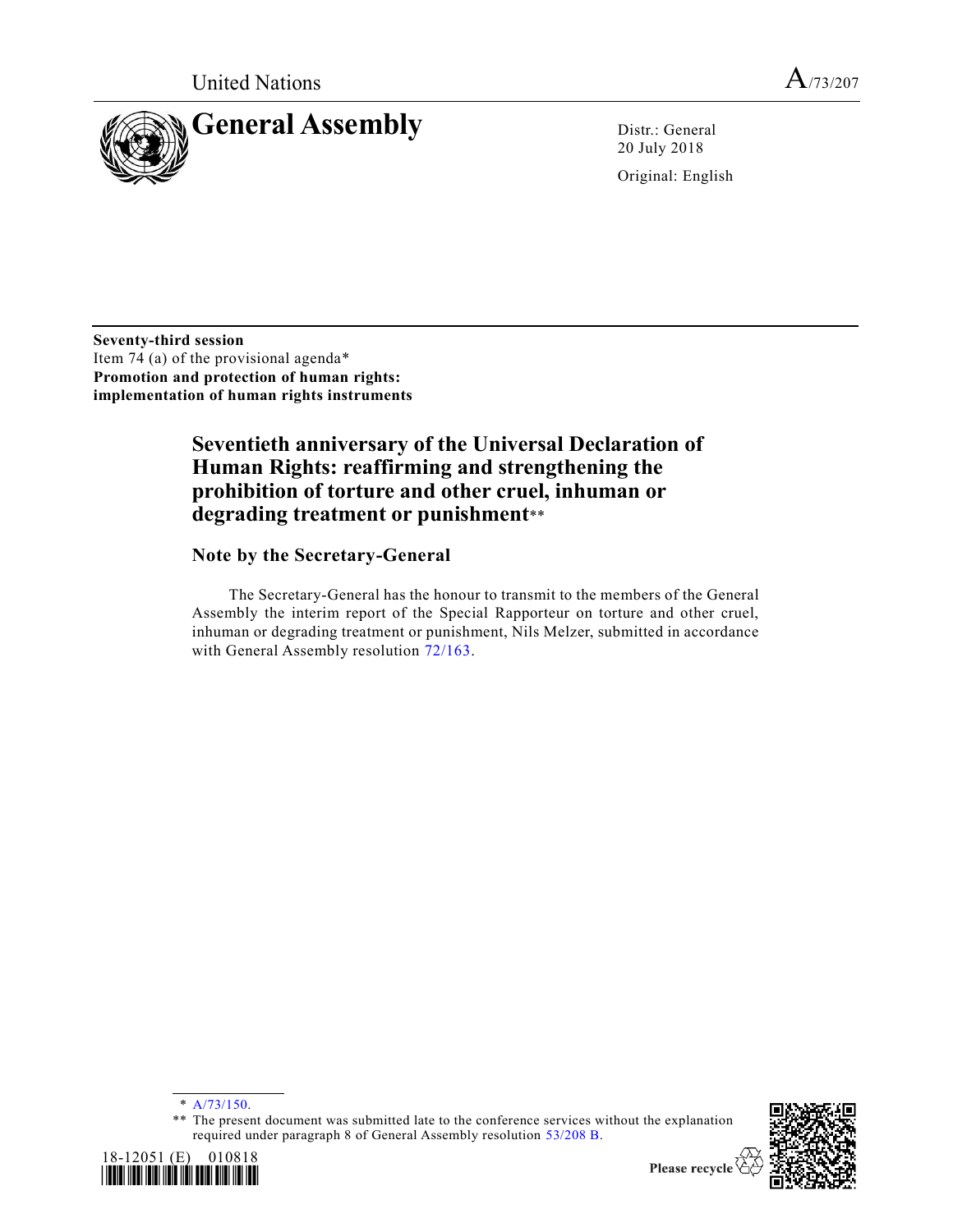United Nations

A/73/207

# General Assembly

Distr.: General
20 July 2018

Original: English

**Seventy-third session**
Item 74 (a) of the provisional agenda*
**Promotion and protection of human rights: implementation of human rights instruments**

## Seventieth anniversary of the Universal Declaration of Human Rights: reaffirming and strengthening the prohibition of torture and other cruel, inhuman or degrading treatment or punishment**

### Note by the Secretary-General

The Secretary-General has the honour to transmit to the members of the General Assembly the interim report of the Special Rapporteur on torture and other cruel, inhuman or degrading treatment or punishment, Nils Melzer, submitted in accordance with General Assembly resolution 72/163.

---

* A/73/150.

** The present document was submitted late to the conference services without the explanation required under paragraph 8 of General Assembly resolution 53/208 B.

18-12051 (E) 010818

Please recycle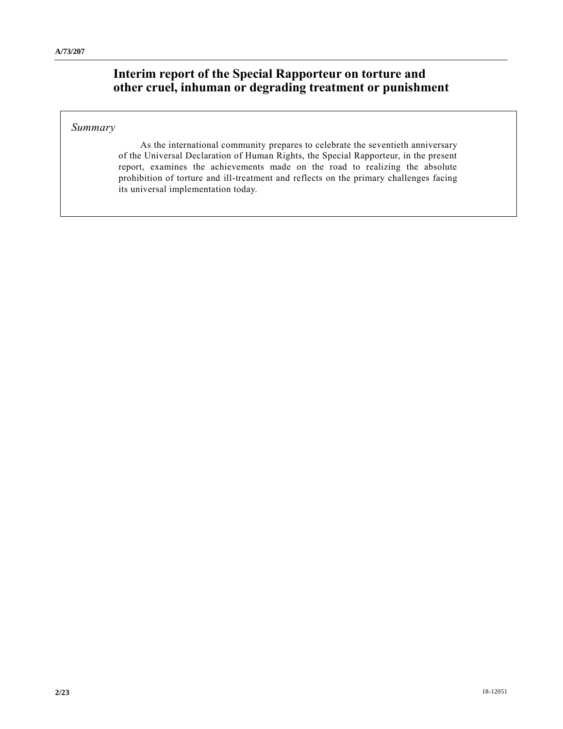# Interim report of the Special Rapporteur on torture and other cruel, inhuman or degrading treatment or punishment

*Summary*

As the international community prepares to celebrate the seventieth anniversary of the Universal Declaration of Human Rights, the Special Rapporteur, in the present report, examines the achievements made on the road to realizing the absolute prohibition of torture and ill-treatment and reflects on the primary challenges facing its universal implementation today.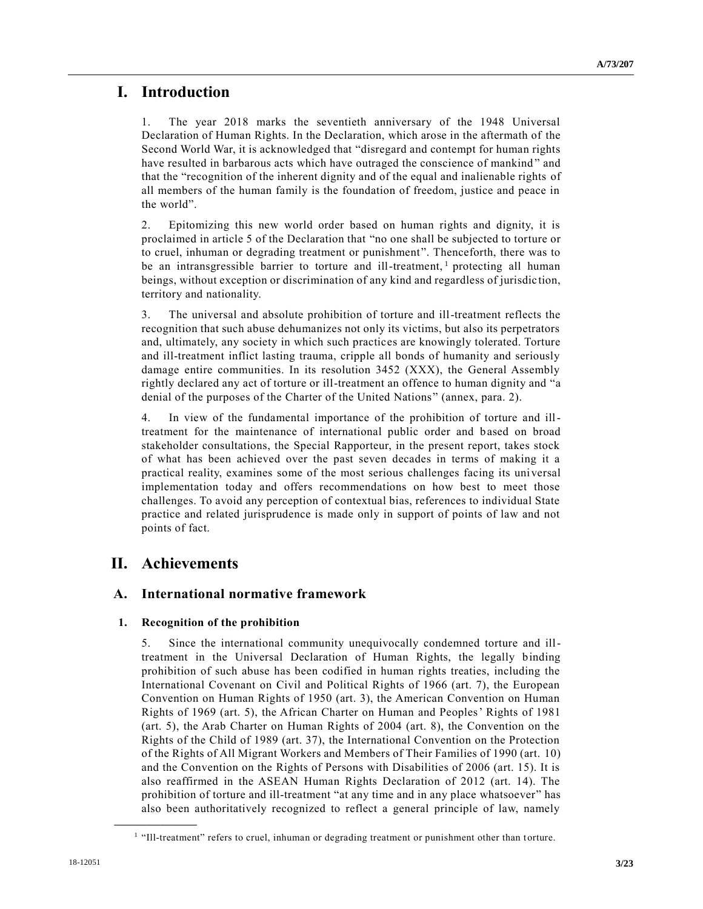# I. Introduction

1. The year 2018 marks the seventieth anniversary of the 1948 Universal Declaration of Human Rights. In the Declaration, which arose in the aftermath of the Second World War, it is acknowledged that "disregard and contempt for human rights have resulted in barbarous acts which have outraged the conscience of mankind" and that the "recognition of the inherent dignity and of the equal and inalienable rights of all members of the human family is the foundation of freedom, justice and peace in the world".

2. Epitomizing this new world order based on human rights and dignity, it is proclaimed in article 5 of the Declaration that "no one shall be subjected to torture or to cruel, inhuman or degrading treatment or punishment". Thenceforth, there was to be an intransgressible barrier to torture and ill-treatment,[1] protecting all human beings, without exception or discrimination of any kind and regardless of jurisdiction, territory and nationality.

3. The universal and absolute prohibition of torture and ill-treatment reflects the recognition that such abuse dehumanizes not only its victims, but also its perpetrators and, ultimately, any society in which such practices are knowingly tolerated. Torture and ill-treatment inflict lasting trauma, cripple all bonds of humanity and seriously damage entire communities. In its resolution 3452 (XXX), the General Assembly rightly declared any act of torture or ill-treatment an offence to human dignity and "a denial of the purposes of the Charter of the United Nations" (annex, para. 2).

4. In view of the fundamental importance of the prohibition of torture and ill-treatment for the maintenance of international public order and based on broad stakeholder consultations, the Special Rapporteur, in the present report, takes stock of what has been achieved over the past seven decades in terms of making it a practical reality, examines some of the most serious challenges facing its universal implementation today and offers recommendations on how best to meet those challenges. To avoid any perception of contextual bias, references to individual State practice and related jurisprudence is made only in support of points of law and not points of fact.

# II. Achievements

## A. International normative framework

### 1. Recognition of the prohibition

5. Since the international community unequivocally condemned torture and ill-treatment in the Universal Declaration of Human Rights, the legally binding prohibition of such abuse has been codified in human rights treaties, including the International Covenant on Civil and Political Rights of 1966 (art. 7), the European Convention on Human Rights of 1950 (art. 3), the American Convention on Human Rights of 1969 (art. 5), the African Charter on Human and Peoples' Rights of 1981 (art. 5), the Arab Charter on Human Rights of 2004 (art. 8), the Convention on the Rights of the Child of 1989 (art. 37), the International Convention on the Protection of the Rights of All Migrant Workers and Members of Their Families of 1990 (art. 10) and the Convention on the Rights of Persons with Disabilities of 2006 (art. 15). It is also reaffirmed in the ASEAN Human Rights Declaration of 2012 (art. 14). The prohibition of torture and ill-treatment "at any time and in any place whatsoever" has also been authoritatively recognized to reflect a general principle of law, namely

[1] "Ill-treatment" refers to cruel, inhuman or degrading treatment or punishment other than torture.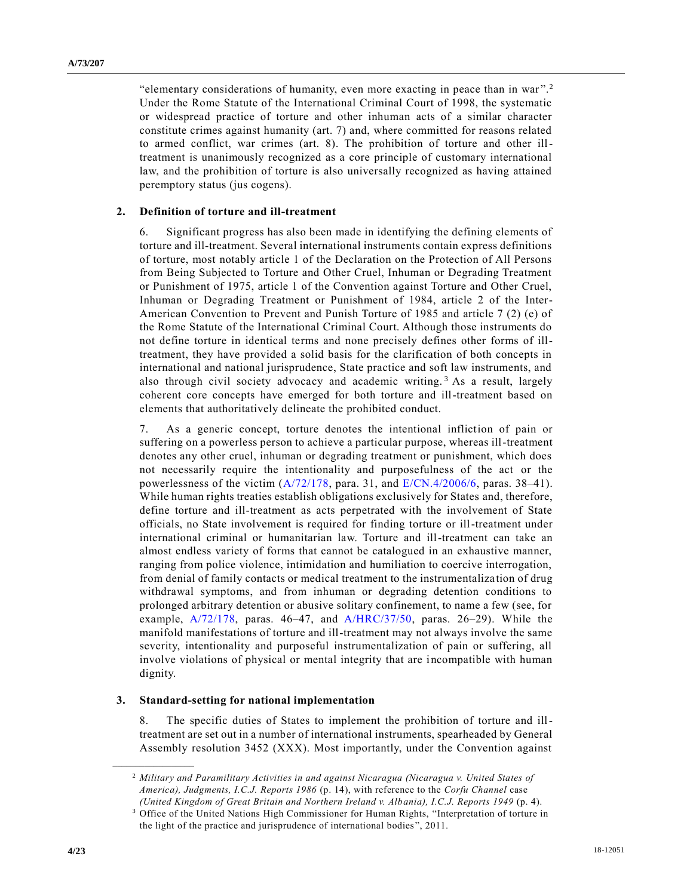"elementary considerations of humanity, even more exacting in peace than in war".[2] Under the Rome Statute of the International Criminal Court of 1998, the systematic or widespread practice of torture and other inhuman acts of a similar character constitute crimes against humanity (art. 7) and, where committed for reasons related to armed conflict, war crimes (art. 8). The prohibition of torture and other ill-treatment is unanimously recognized as a core principle of customary international law, and the prohibition of torture is also universally recognized as having attained peremptory status (jus cogens).

### 2. Definition of torture and ill-treatment

6. Significant progress has also been made in identifying the defining elements of torture and ill-treatment. Several international instruments contain express definitions of torture, most notably article 1 of the Declaration on the Protection of All Persons from Being Subjected to Torture and Other Cruel, Inhuman or Degrading Treatment or Punishment of 1975, article 1 of the Convention against Torture and Other Cruel, Inhuman or Degrading Treatment or Punishment of 1984, article 2 of the Inter-American Convention to Prevent and Punish Torture of 1985 and article 7 (2) (e) of the Rome Statute of the International Criminal Court. Although those instruments do not define torture in identical terms and none precisely defines other forms of ill-treatment, they have provided a solid basis for the clarification of both concepts in international and national jurisprudence, State practice and soft law instruments, and also through civil society advocacy and academic writing.[3] As a result, largely coherent core concepts have emerged for both torture and ill-treatment based on elements that authoritatively delineate the prohibited conduct.

7. As a generic concept, torture denotes the intentional infliction of pain or suffering on a powerless person to achieve a particular purpose, whereas ill-treatment denotes any other cruel, inhuman or degrading treatment or punishment, which does not necessarily require the intentionality and purposefulness of the act or the powerlessness of the victim (A/72/178, para. 31, and E/CN.4/2006/6, paras. 38–41). While human rights treaties establish obligations exclusively for States and, therefore, define torture and ill-treatment as acts perpetrated with the involvement of State officials, no State involvement is required for finding torture or ill-treatment under international criminal or humanitarian law. Torture and ill-treatment can take an almost endless variety of forms that cannot be catalogued in an exhaustive manner, ranging from police violence, intimidation and humiliation to coercive interrogation, from denial of family contacts or medical treatment to the instrumentalization of drug withdrawal symptoms, and from inhuman or degrading detention conditions to prolonged arbitrary detention or abusive solitary confinement, to name a few (see, for example, A/72/178, paras. 46–47, and A/HRC/37/50, paras. 26–29). While the manifold manifestations of torture and ill-treatment may not always involve the same severity, intentionality and purposeful instrumentalization of pain or suffering, all involve violations of physical or mental integrity that are incompatible with human dignity.

### 3. Standard-setting for national implementation

8. The specific duties of States to implement the prohibition of torture and ill-treatment are set out in a number of international instruments, spearheaded by General Assembly resolution 3452 (XXX). Most importantly, under the Convention against

---

[2] *Military and Paramilitary Activities in and against Nicaragua (Nicaragua v. United States of America), Judgments, I.C.J. Reports 1986* (p. 14), with reference to the *Corfu Channel* case *(United Kingdom of Great Britain and Northern Ireland v. Albania), I.C.J. Reports 1949* (p. 4).

[3] Office of the United Nations High Commissioner for Human Rights, "Interpretation of torture in the light of the practice and jurisprudence of international bodies", 2011.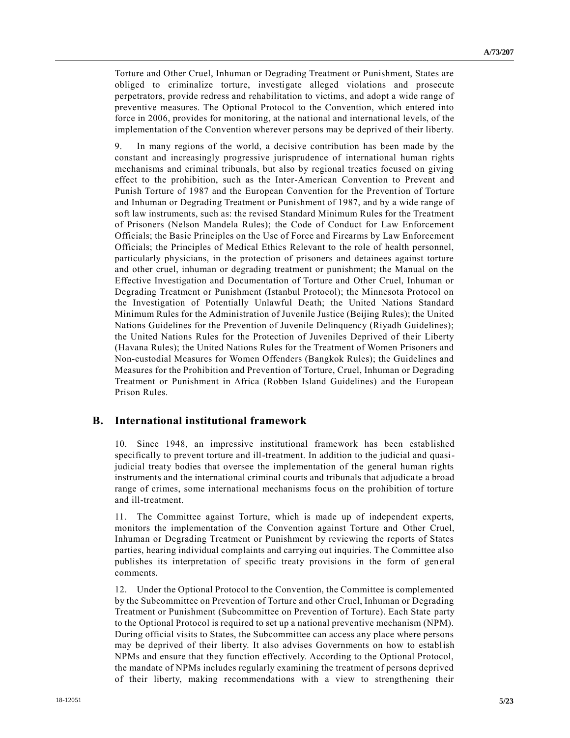Torture and Other Cruel, Inhuman or Degrading Treatment or Punishment, States are obliged to criminalize torture, investigate alleged violations and prosecute perpetrators, provide redress and rehabilitation to victims, and adopt a wide range of preventive measures. The Optional Protocol to the Convention, which entered into force in 2006, provides for monitoring, at the national and international levels, of the implementation of the Convention wherever persons may be deprived of their liberty.

9. In many regions of the world, a decisive contribution has been made by the constant and increasingly progressive jurisprudence of international human rights mechanisms and criminal tribunals, but also by regional treaties focused on giving effect to the prohibition, such as the Inter-American Convention to Prevent and Punish Torture of 1987 and the European Convention for the Prevention of Torture and Inhuman or Degrading Treatment or Punishment of 1987, and by a wide range of soft law instruments, such as: the revised Standard Minimum Rules for the Treatment of Prisoners (Nelson Mandela Rules); the Code of Conduct for Law Enforcement Officials; the Basic Principles on the Use of Force and Firearms by Law Enforcement Officials; the Principles of Medical Ethics Relevant to the role of health personnel, particularly physicians, in the protection of prisoners and detainees against torture and other cruel, inhuman or degrading treatment or punishment; the Manual on the Effective Investigation and Documentation of Torture and Other Cruel, Inhuman or Degrading Treatment or Punishment (Istanbul Protocol); the Minnesota Protocol on the Investigation of Potentially Unlawful Death; the United Nations Standard Minimum Rules for the Administration of Juvenile Justice (Beijing Rules); the United Nations Guidelines for the Prevention of Juvenile Delinquency (Riyadh Guidelines); the United Nations Rules for the Protection of Juveniles Deprived of their Liberty (Havana Rules); the United Nations Rules for the Treatment of Women Prisoners and Non-custodial Measures for Women Offenders (Bangkok Rules); the Guidelines and Measures for the Prohibition and Prevention of Torture, Cruel, Inhuman or Degrading Treatment or Punishment in Africa (Robben Island Guidelines) and the European Prison Rules.

## B. International institutional framework

10. Since 1948, an impressive institutional framework has been established specifically to prevent torture and ill-treatment. In addition to the judicial and quasi-judicial treaty bodies that oversee the implementation of the general human rights instruments and the international criminal courts and tribunals that adjudicate a broad range of crimes, some international mechanisms focus on the prohibition of torture and ill-treatment.

11. The Committee against Torture, which is made up of independent experts, monitors the implementation of the Convention against Torture and Other Cruel, Inhuman or Degrading Treatment or Punishment by reviewing the reports of States parties, hearing individual complaints and carrying out inquiries. The Committee also publishes its interpretation of specific treaty provisions in the form of general comments.

12. Under the Optional Protocol to the Convention, the Committee is complemented by the Subcommittee on Prevention of Torture and other Cruel, Inhuman or Degrading Treatment or Punishment (Subcommittee on Prevention of Torture). Each State party to the Optional Protocol is required to set up a national preventive mechanism (NPM). During official visits to States, the Subcommittee can access any place where persons may be deprived of their liberty. It also advises Governments on how to establish NPMs and ensure that they function effectively. According to the Optional Protocol, the mandate of NPMs includes regularly examining the treatment of persons deprived of their liberty, making recommendations with a view to strengthening their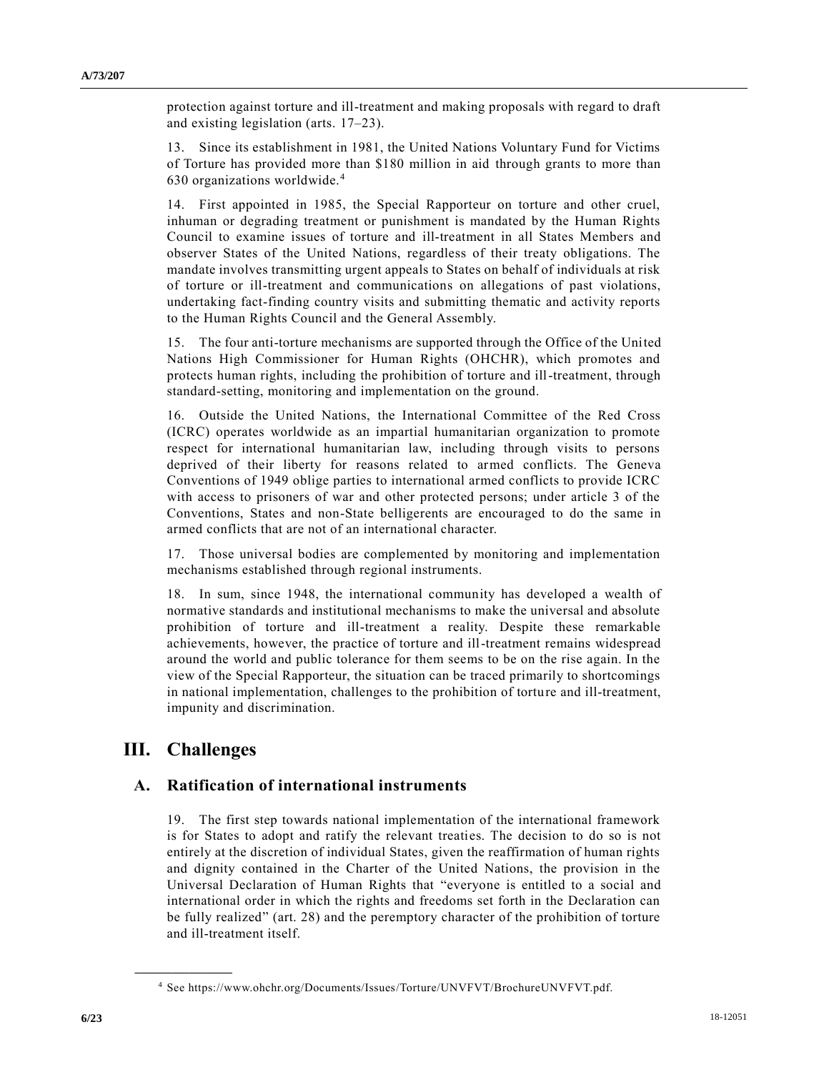protection against torture and ill-treatment and making proposals with regard to draft and existing legislation (arts. 17–23).

13. Since its establishment in 1981, the United Nations Voluntary Fund for Victims of Torture has provided more than $180 million in aid through grants to more than 630 organizations worldwide.[4]

14. First appointed in 1985, the Special Rapporteur on torture and other cruel, inhuman or degrading treatment or punishment is mandated by the Human Rights Council to examine issues of torture and ill-treatment in all States Members and observer States of the United Nations, regardless of their treaty obligations. The mandate involves transmitting urgent appeals to States on behalf of individuals at risk of torture or ill-treatment and communications on allegations of past violations, undertaking fact-finding country visits and submitting thematic and activity reports to the Human Rights Council and the General Assembly.

15. The four anti-torture mechanisms are supported through the Office of the United Nations High Commissioner for Human Rights (OHCHR), which promotes and protects human rights, including the prohibition of torture and ill-treatment, through standard-setting, monitoring and implementation on the ground.

16. Outside the United Nations, the International Committee of the Red Cross (ICRC) operates worldwide as an impartial humanitarian organization to promote respect for international humanitarian law, including through visits to persons deprived of their liberty for reasons related to armed conflicts. The Geneva Conventions of 1949 oblige parties to international armed conflicts to provide ICRC with access to prisoners of war and other protected persons; under article 3 of the Conventions, States and non-State belligerents are encouraged to do the same in armed conflicts that are not of an international character.

17. Those universal bodies are complemented by monitoring and implementation mechanisms established through regional instruments.

18. In sum, since 1948, the international community has developed a wealth of normative standards and institutional mechanisms to make the universal and absolute prohibition of torture and ill-treatment a reality. Despite these remarkable achievements, however, the practice of torture and ill-treatment remains widespread around the world and public tolerance for them seems to be on the rise again. In the view of the Special Rapporteur, the situation can be traced primarily to shortcomings in national implementation, challenges to the prohibition of torture and ill-treatment, impunity and discrimination.

# III. Challenges

## A. Ratification of international instruments

19. The first step towards national implementation of the international framework is for States to adopt and ratify the relevant treaties. The decision to do so is not entirely at the discretion of individual States, given the reaffirmation of human rights and dignity contained in the Charter of the United Nations, the provision in the Universal Declaration of Human Rights that "everyone is entitled to a social and international order in which the rights and freedoms set forth in the Declaration can be fully realized" (art. 28) and the peremptory character of the prohibition of torture and ill-treatment itself.

[4] See https://www.ohchr.org/Documents/Issues/Torture/UNVFVT/BrochureUNVFVT.pdf.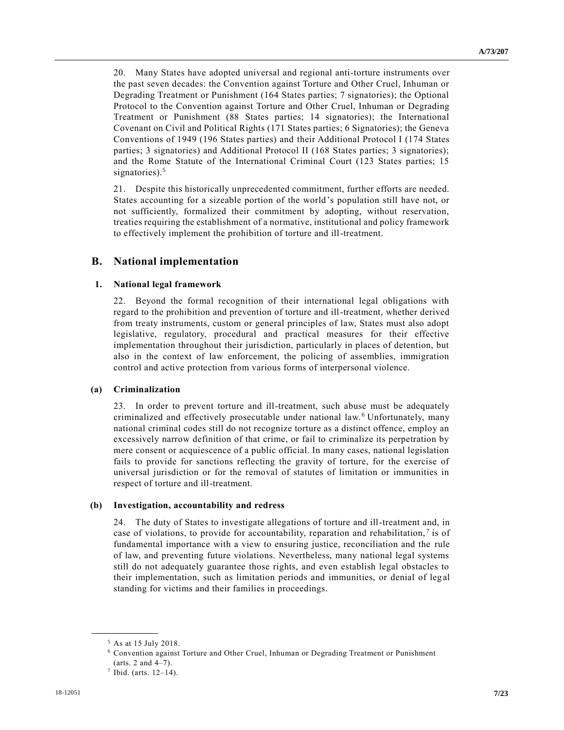20. Many States have adopted universal and regional anti-torture instruments over the past seven decades: the Convention against Torture and Other Cruel, Inhuman or Degrading Treatment or Punishment (164 States parties; 7 signatories); the Optional Protocol to the Convention against Torture and Other Cruel, Inhuman or Degrading Treatment or Punishment (88 States parties; 14 signatories); the International Covenant on Civil and Political Rights (171 States parties; 6 Signatories); the Geneva Conventions of 1949 (196 States parties) and their Additional Protocol I (174 States parties; 3 signatories) and Additional Protocol II (168 States parties; 3 signatories); and the Rome Statute of the International Criminal Court (123 States parties; 15 signatories).[5]

21. Despite this historically unprecedented commitment, further efforts are needed. States accounting for a sizeable portion of the world's population still have not, or not sufficiently, formalized their commitment by adopting, without reservation, treaties requiring the establishment of a normative, institutional and policy framework to effectively implement the prohibition of torture and ill-treatment.

## B. National implementation

### 1. National legal framework

22. Beyond the formal recognition of their international legal obligations with regard to the prohibition and prevention of torture and ill-treatment, whether derived from treaty instruments, custom or general principles of law, States must also adopt legislative, regulatory, procedural and practical measures for their effective implementation throughout their jurisdiction, particularly in places of detention, but also in the context of law enforcement, the policing of assemblies, immigration control and active protection from various forms of interpersonal violence.

#### (a) Criminalization

23. In order to prevent torture and ill-treatment, such abuse must be adequately criminalized and effectively prosecutable under national law.[6] Unfortunately, many national criminal codes still do not recognize torture as a distinct offence, employ an excessively narrow definition of that crime, or fail to criminalize its perpetration by mere consent or acquiescence of a public official. In many cases, national legislation fails to provide for sanctions reflecting the gravity of torture, for the exercise of universal jurisdiction or for the removal of statutes of limitation or immunities in respect of torture and ill-treatment.

#### (b) Investigation, accountability and redress

24. The duty of States to investigate allegations of torture and ill-treatment and, in case of violations, to provide for accountability, reparation and rehabilitation,[7] is of fundamental importance with a view to ensuring justice, reconciliation and the rule of law, and preventing future violations. Nevertheless, many national legal systems still do not adequately guarantee those rights, and even establish legal obstacles to their implementation, such as limitation periods and immunities, or denial of legal standing for victims and their families in proceedings.

---

[5] As at 15 July 2018.

[6] Convention against Torture and Other Cruel, Inhuman or Degrading Treatment or Punishment (arts. 2 and 4–7).

[7] Ibid. (arts. 12–14).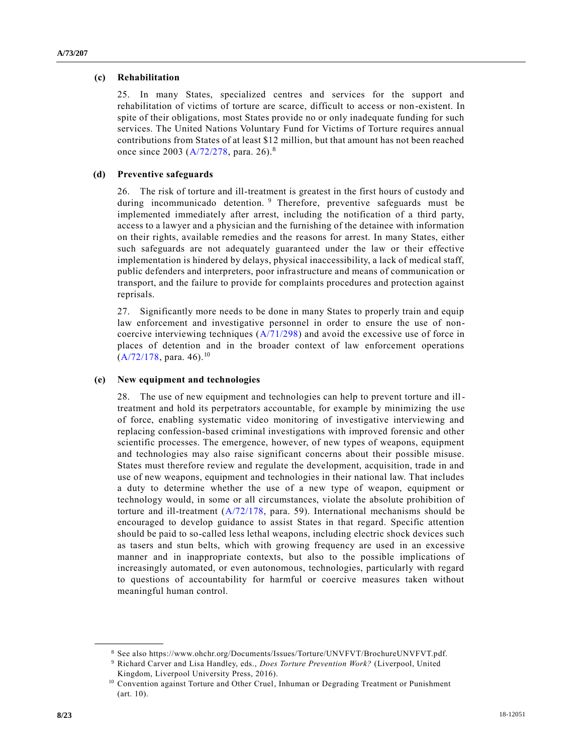### (c) Rehabilitation

25. In many States, specialized centres and services for the support and rehabilitation of victims of torture are scarce, difficult to access or non-existent. In spite of their obligations, most States provide no or only inadequate funding for such services. The United Nations Voluntary Fund for Victims of Torture requires annual contributions from States of at least $12 million, but that amount has not been reached once since 2003 (A/72/278, para. 26).[8]

### (d) Preventive safeguards

26. The risk of torture and ill-treatment is greatest in the first hours of custody and during incommunicado detention.[9] Therefore, preventive safeguards must be implemented immediately after arrest, including the notification of a third party, access to a lawyer and a physician and the furnishing of the detainee with information on their rights, available remedies and the reasons for arrest. In many States, either such safeguards are not adequately guaranteed under the law or their effective implementation is hindered by delays, physical inaccessibility, a lack of medical staff, public defenders and interpreters, poor infrastructure and means of communication or transport, and the failure to provide for complaints procedures and protection against reprisals.

27. Significantly more needs to be done in many States to properly train and equip law enforcement and investigative personnel in order to ensure the use of non-coercive interviewing techniques (A/71/298) and avoid the excessive use of force in places of detention and in the broader context of law enforcement operations (A/72/178, para. 46).[10]

### (e) New equipment and technologies

28. The use of new equipment and technologies can help to prevent torture and ill-treatment and hold its perpetrators accountable, for example by minimizing the use of force, enabling systematic video monitoring of investigative interviewing and replacing confession-based criminal investigations with improved forensic and other scientific processes. The emergence, however, of new types of weapons, equipment and technologies may also raise significant concerns about their possible misuse. States must therefore review and regulate the development, acquisition, trade in and use of new weapons, equipment and technologies in their national law. That includes a duty to determine whether the use of a new type of weapon, equipment or technology would, in some or all circumstances, violate the absolute prohibition of torture and ill-treatment (A/72/178, para. 59). International mechanisms should be encouraged to develop guidance to assist States in that regard. Specific attention should be paid to so-called less lethal weapons, including electric shock devices such as tasers and stun belts, which with growing frequency are used in an excessive manner and in inappropriate contexts, but also to the possible implications of increasingly automated, or even autonomous, technologies, particularly with regard to questions of accountability for harmful or coercive measures taken without meaningful human control.

---

[8] See also https://www.ohchr.org/Documents/Issues/Torture/UNVFVT/BrochureUNVFVT.pdf.

[9] Richard Carver and Lisa Handley, eds., *Does Torture Prevention Work?* (Liverpool, United Kingdom, Liverpool University Press, 2016).

[10] Convention against Torture and Other Cruel, Inhuman or Degrading Treatment or Punishment (art. 10).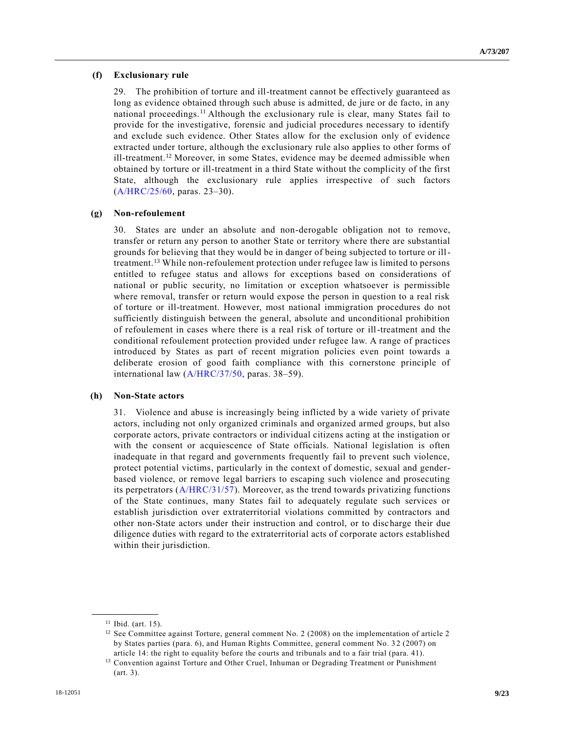### (f) Exclusionary rule

29. The prohibition of torture and ill-treatment cannot be effectively guaranteed as long as evidence obtained through such abuse is admitted, de jure or de facto, in any national proceedings.[11] Although the exclusionary rule is clear, many States fail to provide for the investigative, forensic and judicial procedures necessary to identify and exclude such evidence. Other States allow for the exclusion only of evidence extracted under torture, although the exclusionary rule also applies to other forms of ill-treatment.[12] Moreover, in some States, evidence may be deemed admissible when obtained by torture or ill-treatment in a third State without the complicity of the first State, although the exclusionary rule applies irrespective of such factors (A/HRC/25/60, paras. 23–30).

### (g) Non-refoulement

30. States are under an absolute and non-derogable obligation not to remove, transfer or return any person to another State or territory where there are substantial grounds for believing that they would be in danger of being subjected to torture or ill-treatment.[13] While non-refoulement protection under refugee law is limited to persons entitled to refugee status and allows for exceptions based on considerations of national or public security, no limitation or exception whatsoever is permissible where removal, transfer or return would expose the person in question to a real risk of torture or ill-treatment. However, most national immigration procedures do not sufficiently distinguish between the general, absolute and unconditional prohibition of refoulement in cases where there is a real risk of torture or ill-treatment and the conditional refoulement protection provided under refugee law. A range of practices introduced by States as part of recent migration policies even point towards a deliberate erosion of good faith compliance with this cornerstone principle of international law (A/HRC/37/50, paras. 38–59).

### (h) Non-State actors

31. Violence and abuse is increasingly being inflicted by a wide variety of private actors, including not only organized criminals and organized armed groups, but also corporate actors, private contractors or individual citizens acting at the instigation or with the consent or acquiescence of State officials. National legislation is often inadequate in that regard and governments frequently fail to prevent such violence, protect potential victims, particularly in the context of domestic, sexual and gender-based violence, or remove legal barriers to escaping such violence and prosecuting its perpetrators (A/HRC/31/57). Moreover, as the trend towards privatizing functions of the State continues, many States fail to adequately regulate such services or establish jurisdiction over extraterritorial violations committed by contractors and other non-State actors under their instruction and control, or to discharge their due diligence duties with regard to the extraterritorial acts of corporate actors established within their jurisdiction.

---

[11] Ibid. (art. 15).

[12] See Committee against Torture, general comment No. 2 (2008) on the implementation of article 2 by States parties (para. 6), and Human Rights Committee, general comment No. 32 (2007) on article 14: the right to equality before the courts and tribunals and to a fair trial (para. 41).

[13] Convention against Torture and Other Cruel, Inhuman or Degrading Treatment or Punishment (art. 3).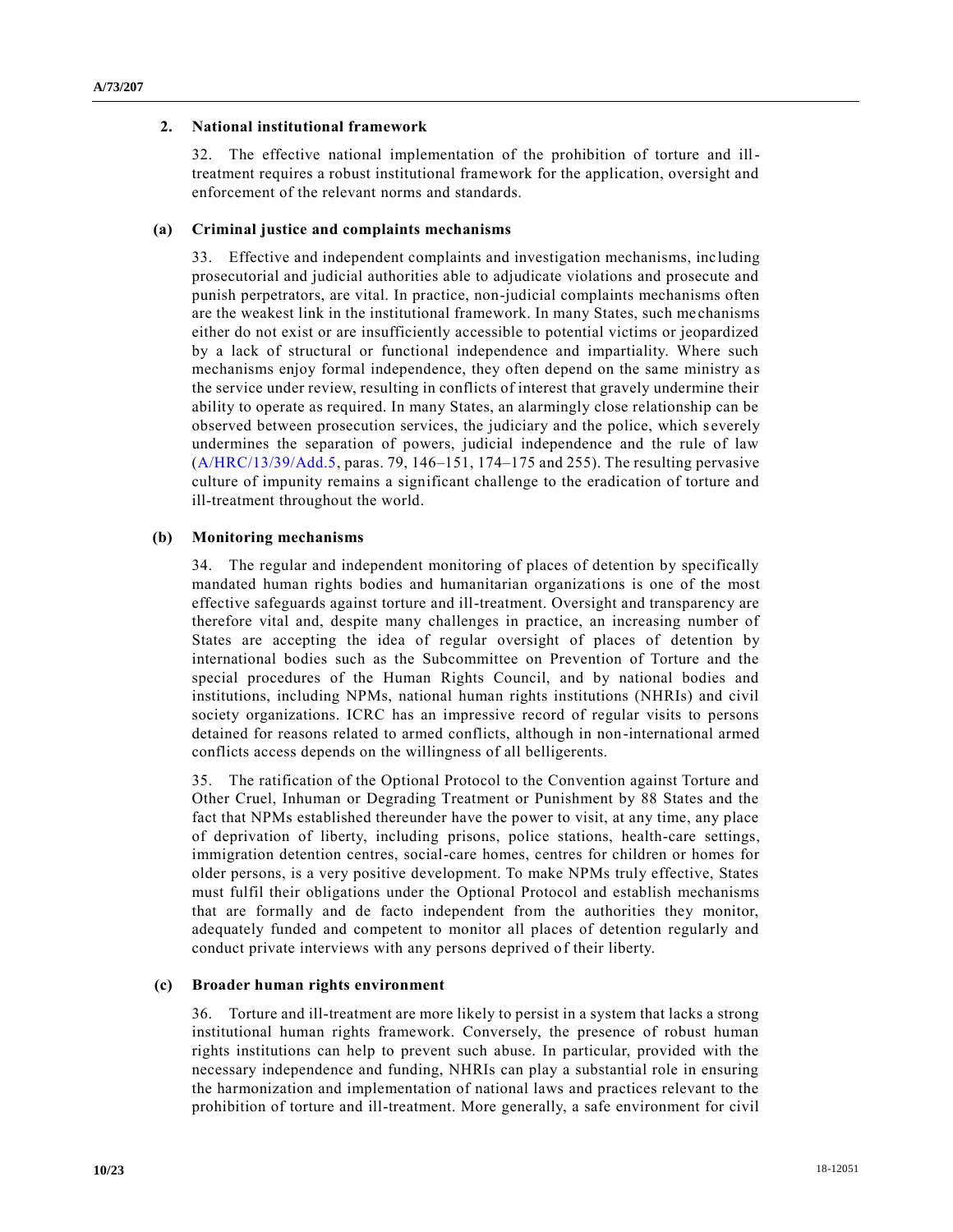## 2. National institutional framework

32. The effective national implementation of the prohibition of torture and ill-treatment requires a robust institutional framework for the application, oversight and enforcement of the relevant norms and standards.

### (a) Criminal justice and complaints mechanisms

33. Effective and independent complaints and investigation mechanisms, including prosecutorial and judicial authorities able to adjudicate violations and prosecute and punish perpetrators, are vital. In practice, non-judicial complaints mechanisms often are the weakest link in the institutional framework. In many States, such mechanisms either do not exist or are insufficiently accessible to potential victims or jeopardized by a lack of structural or functional independence and impartiality. Where such mechanisms enjoy formal independence, they often depend on the same ministry as the service under review, resulting in conflicts of interest that gravely undermine their ability to operate as required. In many States, an alarmingly close relationship can be observed between prosecution services, the judiciary and the police, which severely undermines the separation of powers, judicial independence and the rule of law (A/HRC/13/39/Add.5, paras. 79, 146–151, 174–175 and 255). The resulting pervasive culture of impunity remains a significant challenge to the eradication of torture and ill-treatment throughout the world.

### (b) Monitoring mechanisms

34. The regular and independent monitoring of places of detention by specifically mandated human rights bodies and humanitarian organizations is one of the most effective safeguards against torture and ill-treatment. Oversight and transparency are therefore vital and, despite many challenges in practice, an increasing number of States are accepting the idea of regular oversight of places of detention by international bodies such as the Subcommittee on Prevention of Torture and the special procedures of the Human Rights Council, and by national bodies and institutions, including NPMs, national human rights institutions (NHRIs) and civil society organizations. ICRC has an impressive record of regular visits to persons detained for reasons related to armed conflicts, although in non-international armed conflicts access depends on the willingness of all belligerents.

35. The ratification of the Optional Protocol to the Convention against Torture and Other Cruel, Inhuman or Degrading Treatment or Punishment by 88 States and the fact that NPMs established thereunder have the power to visit, at any time, any place of deprivation of liberty, including prisons, police stations, health-care settings, immigration detention centres, social-care homes, centres for children or homes for older persons, is a very positive development. To make NPMs truly effective, States must fulfil their obligations under the Optional Protocol and establish mechanisms that are formally and de facto independent from the authorities they monitor, adequately funded and competent to monitor all places of detention regularly and conduct private interviews with any persons deprived of their liberty.

### (c) Broader human rights environment

36. Torture and ill-treatment are more likely to persist in a system that lacks a strong institutional human rights framework. Conversely, the presence of robust human rights institutions can help to prevent such abuse. In particular, provided with the necessary independence and funding, NHRIs can play a substantial role in ensuring the harmonization and implementation of national laws and practices relevant to the prohibition of torture and ill-treatment. More generally, a safe environment for civil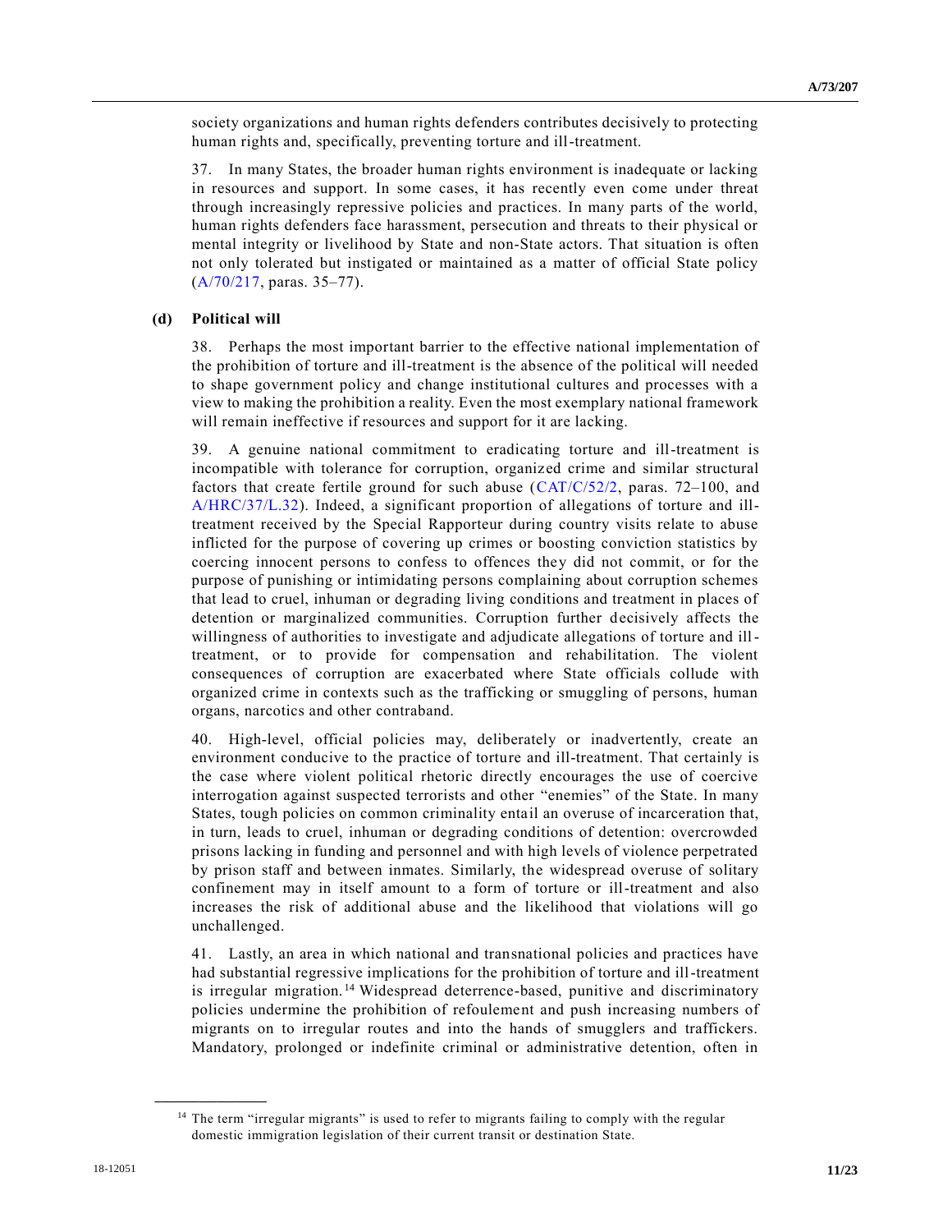society organizations and human rights defenders contributes decisively to protecting human rights and, specifically, preventing torture and ill-treatment.

37. In many States, the broader human rights environment is inadequate or lacking in resources and support. In some cases, it has recently even come under threat through increasingly repressive policies and practices. In many parts of the world, human rights defenders face harassment, persecution and threats to their physical or mental integrity or livelihood by State and non-State actors. That situation is often not only tolerated but instigated or maintained as a matter of official State policy (A/70/217, paras. 35–77).

### (d) Political will

38. Perhaps the most important barrier to the effective national implementation of the prohibition of torture and ill-treatment is the absence of the political will needed to shape government policy and change institutional cultures and processes with a view to making the prohibition a reality. Even the most exemplary national framework will remain ineffective if resources and support for it are lacking.

39. A genuine national commitment to eradicating torture and ill-treatment is incompatible with tolerance for corruption, organized crime and similar structural factors that create fertile ground for such abuse (CAT/C/52/2, paras. 72–100, and A/HRC/37/L.32). Indeed, a significant proportion of allegations of torture and ill-treatment received by the Special Rapporteur during country visits relate to abuse inflicted for the purpose of covering up crimes or boosting conviction statistics by coercing innocent persons to confess to offences they did not commit, or for the purpose of punishing or intimidating persons complaining about corruption schemes that lead to cruel, inhuman or degrading living conditions and treatment in places of detention or marginalized communities. Corruption further decisively affects the willingness of authorities to investigate and adjudicate allegations of torture and ill-treatment, or to provide for compensation and rehabilitation. The violent consequences of corruption are exacerbated where State officials collude with organized crime in contexts such as the trafficking or smuggling of persons, human organs, narcotics and other contraband.

40. High-level, official policies may, deliberately or inadvertently, create an environment conducive to the practice of torture and ill-treatment. That certainly is the case where violent political rhetoric directly encourages the use of coercive interrogation against suspected terrorists and other "enemies" of the State. In many States, tough policies on common criminality entail an overuse of incarceration that, in turn, leads to cruel, inhuman or degrading conditions of detention: overcrowded prisons lacking in funding and personnel and with high levels of violence perpetrated by prison staff and between inmates. Similarly, the widespread overuse of solitary confinement may in itself amount to a form of torture or ill-treatment and also increases the risk of additional abuse and the likelihood that violations will go unchallenged.

41. Lastly, an area in which national and transnational policies and practices have had substantial regressive implications for the prohibition of torture and ill-treatment is irregular migration.[14] Widespread deterrence-based, punitive and discriminatory policies undermine the prohibition of refoulement and push increasing numbers of migrants on to irregular routes and into the hands of smugglers and traffickers. Mandatory, prolonged or indefinite criminal or administrative detention, often in

[14] The term "irregular migrants" is used to refer to migrants failing to comply with the regular domestic immigration legislation of their current transit or destination State.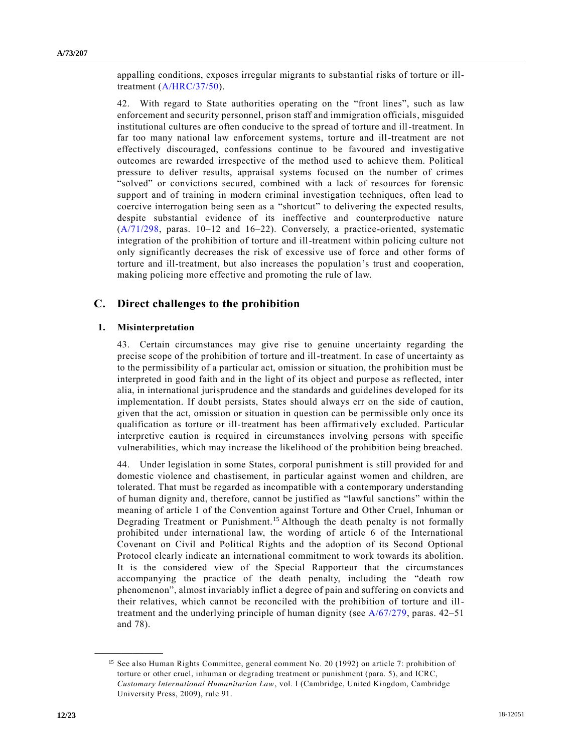appalling conditions, exposes irregular migrants to substantial risks of torture or ill-treatment (A/HRC/37/50).

42. With regard to State authorities operating on the "front lines", such as law enforcement and security personnel, prison staff and immigration officials, misguided institutional cultures are often conducive to the spread of torture and ill-treatment. In far too many national law enforcement systems, torture and ill-treatment are not effectively discouraged, confessions continue to be favoured and investigative outcomes are rewarded irrespective of the method used to achieve them. Political pressure to deliver results, appraisal systems focused on the number of crimes "solved" or convictions secured, combined with a lack of resources for forensic support and of training in modern criminal investigation techniques, often lead to coercive interrogation being seen as a "shortcut" to delivering the expected results, despite substantial evidence of its ineffective and counterproductive nature (A/71/298, paras. 10–12 and 16–22). Conversely, a practice-oriented, systematic integration of the prohibition of torture and ill-treatment within policing culture not only significantly decreases the risk of excessive use of force and other forms of torture and ill-treatment, but also increases the population's trust and cooperation, making policing more effective and promoting the rule of law.

## C. Direct challenges to the prohibition

### 1. Misinterpretation

43. Certain circumstances may give rise to genuine uncertainty regarding the precise scope of the prohibition of torture and ill-treatment. In case of uncertainty as to the permissibility of a particular act, omission or situation, the prohibition must be interpreted in good faith and in the light of its object and purpose as reflected, inter alia, in international jurisprudence and the standards and guidelines developed for its implementation. If doubt persists, States should always err on the side of caution, given that the act, omission or situation in question can be permissible only once its qualification as torture or ill-treatment has been affirmatively excluded. Particular interpretive caution is required in circumstances involving persons with specific vulnerabilities, which may increase the likelihood of the prohibition being breached.

44. Under legislation in some States, corporal punishment is still provided for and domestic violence and chastisement, in particular against women and children, are tolerated. That must be regarded as incompatible with a contemporary understanding of human dignity and, therefore, cannot be justified as "lawful sanctions" within the meaning of article 1 of the Convention against Torture and Other Cruel, Inhuman or Degrading Treatment or Punishment.[15] Although the death penalty is not formally prohibited under international law, the wording of article 6 of the International Covenant on Civil and Political Rights and the adoption of its Second Optional Protocol clearly indicate an international commitment to work towards its abolition. It is the considered view of the Special Rapporteur that the circumstances accompanying the practice of the death penalty, including the "death row phenomenon", almost invariably inflict a degree of pain and suffering on convicts and their relatives, which cannot be reconciled with the prohibition of torture and ill-treatment and the underlying principle of human dignity (see A/67/279, paras. 42–51 and 78).

---

[15] See also Human Rights Committee, general comment No. 20 (1992) on article 7: prohibition of torture or other cruel, inhuman or degrading treatment or punishment (para. 5), and ICRC, *Customary International Humanitarian Law*, vol. I (Cambridge, United Kingdom, Cambridge University Press, 2009), rule 91.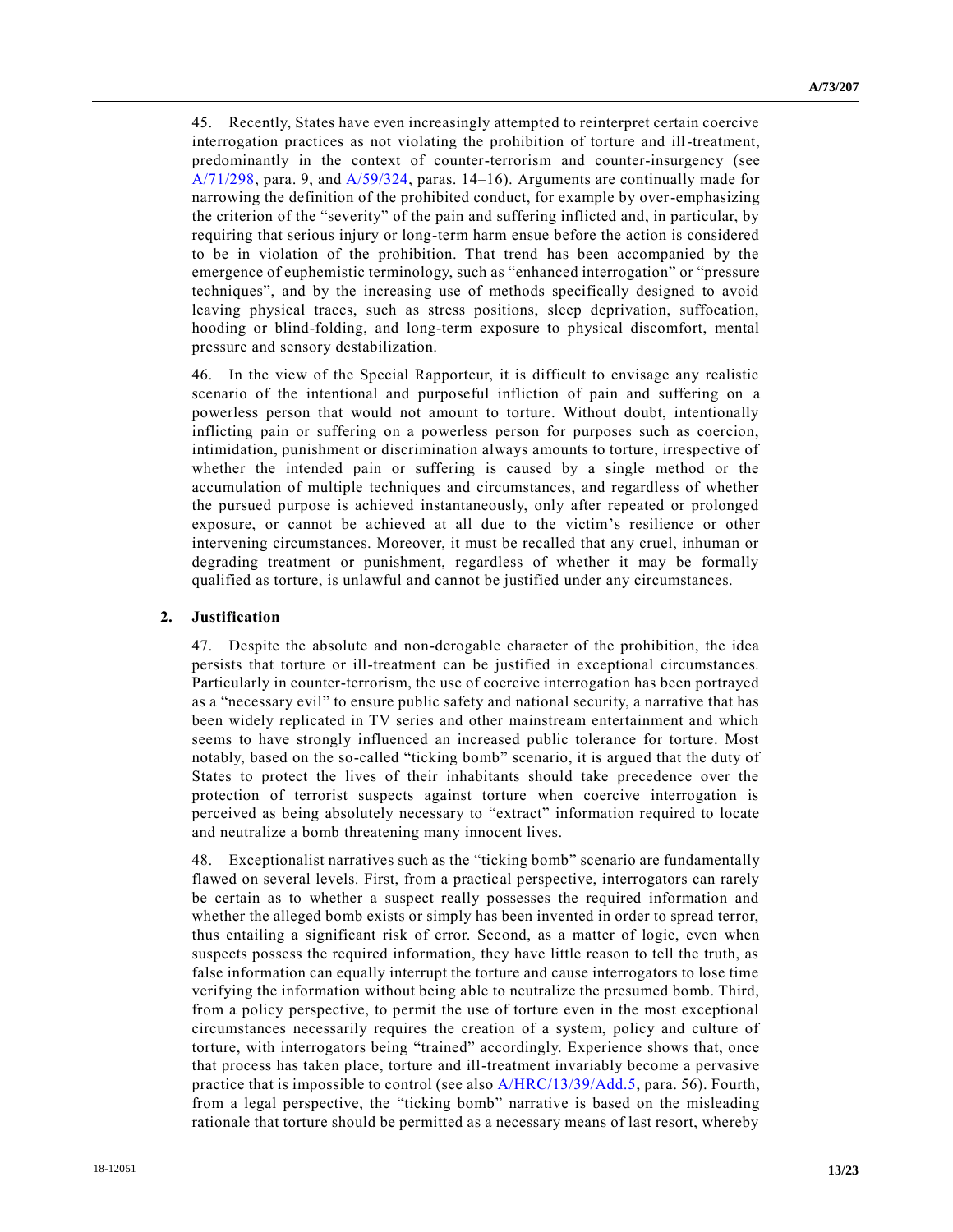45. Recently, States have even increasingly attempted to reinterpret certain coercive interrogation practices as not violating the prohibition of torture and ill-treatment, predominantly in the context of counter-terrorism and counter-insurgency (see A/71/298, para. 9, and A/59/324, paras. 14–16). Arguments are continually made for narrowing the definition of the prohibited conduct, for example by over-emphasizing the criterion of the "severity" of the pain and suffering inflicted and, in particular, by requiring that serious injury or long-term harm ensue before the action is considered to be in violation of the prohibition. That trend has been accompanied by the emergence of euphemistic terminology, such as "enhanced interrogation" or "pressure techniques", and by the increasing use of methods specifically designed to avoid leaving physical traces, such as stress positions, sleep deprivation, suffocation, hooding or blind-folding, and long-term exposure to physical discomfort, mental pressure and sensory destabilization.

46. In the view of the Special Rapporteur, it is difficult to envisage any realistic scenario of the intentional and purposeful infliction of pain and suffering on a powerless person that would not amount to torture. Without doubt, intentionally inflicting pain or suffering on a powerless person for purposes such as coercion, intimidation, punishment or discrimination always amounts to torture, irrespective of whether the intended pain or suffering is caused by a single method or the accumulation of multiple techniques and circumstances, and regardless of whether the pursued purpose is achieved instantaneously, only after repeated or prolonged exposure, or cannot be achieved at all due to the victim's resilience or other intervening circumstances. Moreover, it must be recalled that any cruel, inhuman or degrading treatment or punishment, regardless of whether it may be formally qualified as torture, is unlawful and cannot be justified under any circumstances.

### 2. Justification

47. Despite the absolute and non-derogable character of the prohibition, the idea persists that torture or ill-treatment can be justified in exceptional circumstances. Particularly in counter-terrorism, the use of coercive interrogation has been portrayed as a "necessary evil" to ensure public safety and national security, a narrative that has been widely replicated in TV series and other mainstream entertainment and which seems to have strongly influenced an increased public tolerance for torture. Most notably, based on the so-called "ticking bomb" scenario, it is argued that the duty of States to protect the lives of their inhabitants should take precedence over the protection of terrorist suspects against torture when coercive interrogation is perceived as being absolutely necessary to "extract" information required to locate and neutralize a bomb threatening many innocent lives.

48. Exceptionalist narratives such as the "ticking bomb" scenario are fundamentally flawed on several levels. First, from a practical perspective, interrogators can rarely be certain as to whether a suspect really possesses the required information and whether the alleged bomb exists or simply has been invented in order to spread terror, thus entailing a significant risk of error. Second, as a matter of logic, even when suspects possess the required information, they have little reason to tell the truth, as false information can equally interrupt the torture and cause interrogators to lose time verifying the information without being able to neutralize the presumed bomb. Third, from a policy perspective, to permit the use of torture even in the most exceptional circumstances necessarily requires the creation of a system, policy and culture of torture, with interrogators being "trained" accordingly. Experience shows that, once that process has taken place, torture and ill-treatment invariably become a pervasive practice that is impossible to control (see also A/HRC/13/39/Add.5, para. 56). Fourth, from a legal perspective, the "ticking bomb" narrative is based on the misleading rationale that torture should be permitted as a necessary means of last resort, whereby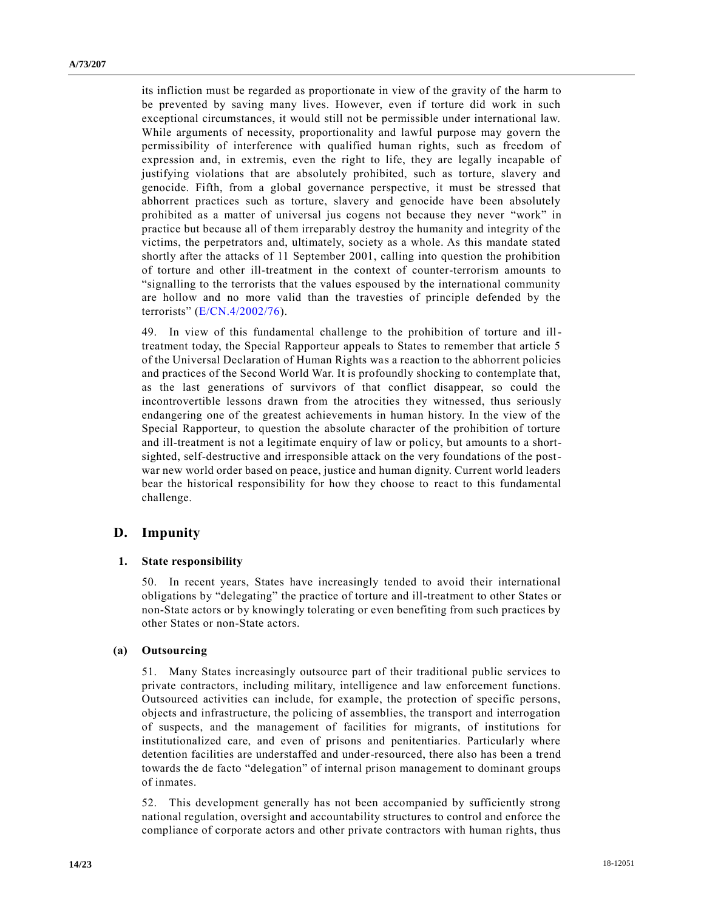its infliction must be regarded as proportionate in view of the gravity of the harm to be prevented by saving many lives. However, even if torture did work in such exceptional circumstances, it would still not be permissible under international law. While arguments of necessity, proportionality and lawful purpose may govern the permissibility of interference with qualified human rights, such as freedom of expression and, in extremis, even the right to life, they are legally incapable of justifying violations that are absolutely prohibited, such as torture, slavery and genocide. Fifth, from a global governance perspective, it must be stressed that abhorrent practices such as torture, slavery and genocide have been absolutely prohibited as a matter of universal jus cogens not because they never "work" in practice but because all of them irreparably destroy the humanity and integrity of the victims, the perpetrators and, ultimately, society as a whole. As this mandate stated shortly after the attacks of 11 September 2001, calling into question the prohibition of torture and other ill-treatment in the context of counter-terrorism amounts to "signalling to the terrorists that the values espoused by the international community are hollow and no more valid than the travesties of principle defended by the terrorists" (E/CN.4/2002/76).

49. In view of this fundamental challenge to the prohibition of torture and ill-treatment today, the Special Rapporteur appeals to States to remember that article 5 of the Universal Declaration of Human Rights was a reaction to the abhorrent policies and practices of the Second World War. It is profoundly shocking to contemplate that, as the last generations of survivors of that conflict disappear, so could the incontrovertible lessons drawn from the atrocities they witnessed, thus seriously endangering one of the greatest achievements in human history. In the view of the Special Rapporteur, to question the absolute character of the prohibition of torture and ill-treatment is not a legitimate enquiry of law or policy, but amounts to a short-sighted, self-destructive and irresponsible attack on the very foundations of the post-war new world order based on peace, justice and human dignity. Current world leaders bear the historical responsibility for how they choose to react to this fundamental challenge.

## D. Impunity

### 1. State responsibility

50. In recent years, States have increasingly tended to avoid their international obligations by "delegating" the practice of torture and ill-treatment to other States or non-State actors or by knowingly tolerating or even benefiting from such practices by other States or non-State actors.

#### (a) Outsourcing

51. Many States increasingly outsource part of their traditional public services to private contractors, including military, intelligence and law enforcement functions. Outsourced activities can include, for example, the protection of specific persons, objects and infrastructure, the policing of assemblies, the transport and interrogation of suspects, and the management of facilities for migrants, of institutions for institutionalized care, and even of prisons and penitentiaries. Particularly where detention facilities are understaffed and under-resourced, there also has been a trend towards the de facto "delegation" of internal prison management to dominant groups of inmates.

52. This development generally has not been accompanied by sufficiently strong national regulation, oversight and accountability structures to control and enforce the compliance of corporate actors and other private contractors with human rights, thus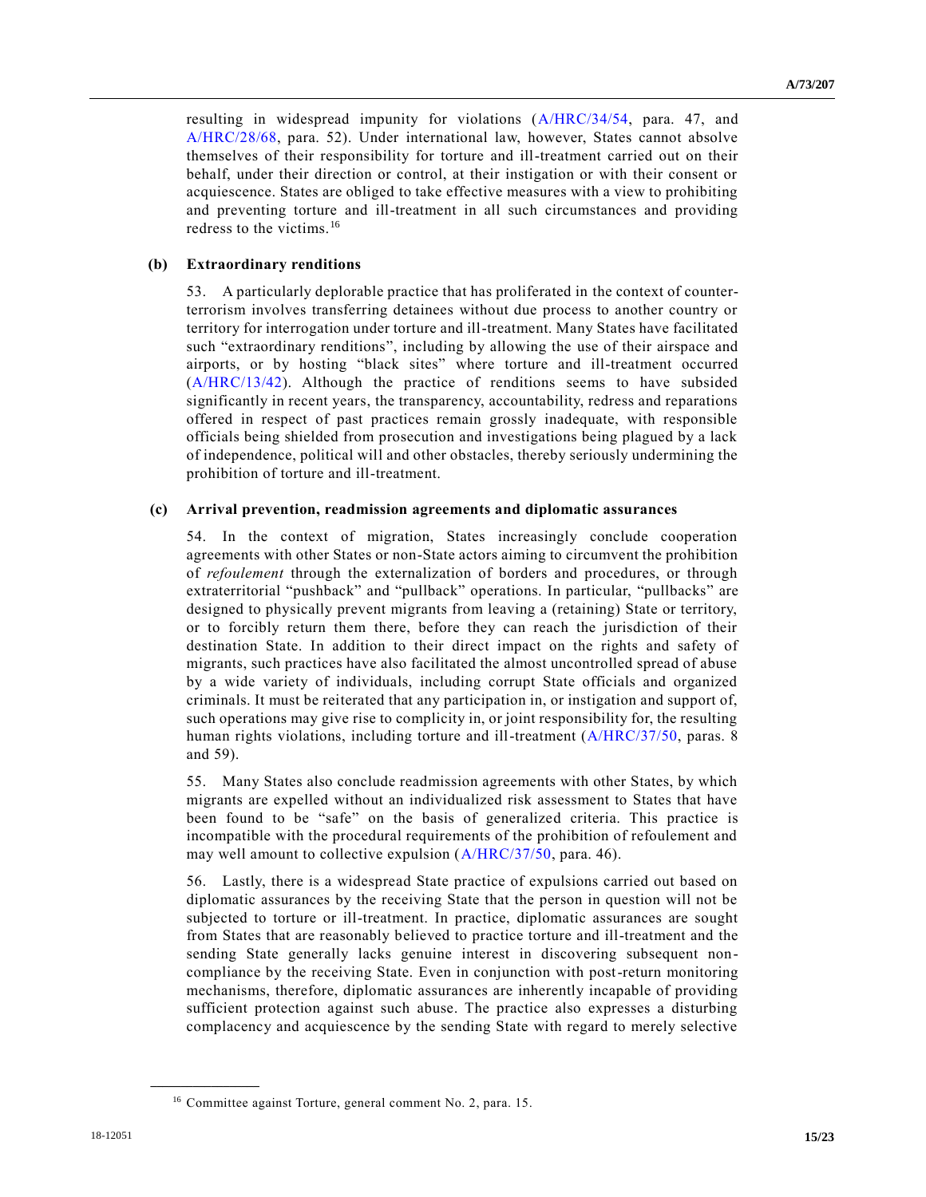resulting in widespread impunity for violations (A/HRC/34/54, para. 47, and A/HRC/28/68, para. 52). Under international law, however, States cannot absolve themselves of their responsibility for torture and ill-treatment carried out on their behalf, under their direction or control, at their instigation or with their consent or acquiescence. States are obliged to take effective measures with a view to prohibiting and preventing torture and ill-treatment in all such circumstances and providing redress to the victims.[16]

### (b) Extraordinary renditions

53. A particularly deplorable practice that has proliferated in the context of counter-terrorism involves transferring detainees without due process to another country or territory for interrogation under torture and ill-treatment. Many States have facilitated such "extraordinary renditions", including by allowing the use of their airspace and airports, or by hosting "black sites" where torture and ill-treatment occurred (A/HRC/13/42). Although the practice of renditions seems to have subsided significantly in recent years, the transparency, accountability, redress and reparations offered in respect of past practices remain grossly inadequate, with responsible officials being shielded from prosecution and investigations being plagued by a lack of independence, political will and other obstacles, thereby seriously undermining the prohibition of torture and ill-treatment.

### (c) Arrival prevention, readmission agreements and diplomatic assurances

54. In the context of migration, States increasingly conclude cooperation agreements with other States or non-State actors aiming to circumvent the prohibition of *refoulement* through the externalization of borders and procedures, or through extraterritorial "pushback" and "pullback" operations. In particular, "pullbacks" are designed to physically prevent migrants from leaving a (retaining) State or territory, or to forcibly return them there, before they can reach the jurisdiction of their destination State. In addition to their direct impact on the rights and safety of migrants, such practices have also facilitated the almost uncontrolled spread of abuse by a wide variety of individuals, including corrupt State officials and organized criminals. It must be reiterated that any participation in, or instigation and support of, such operations may give rise to complicity in, or joint responsibility for, the resulting human rights violations, including torture and ill-treatment (A/HRC/37/50, paras. 8 and 59).

55. Many States also conclude readmission agreements with other States, by which migrants are expelled without an individualized risk assessment to States that have been found to be "safe" on the basis of generalized criteria. This practice is incompatible with the procedural requirements of the prohibition of refoulement and may well amount to collective expulsion (A/HRC/37/50, para. 46).

56. Lastly, there is a widespread State practice of expulsions carried out based on diplomatic assurances by the receiving State that the person in question will not be subjected to torture or ill-treatment. In practice, diplomatic assurances are sought from States that are reasonably believed to practice torture and ill-treatment and the sending State generally lacks genuine interest in discovering subsequent non-compliance by the receiving State. Even in conjunction with post-return monitoring mechanisms, therefore, diplomatic assurances are inherently incapable of providing sufficient protection against such abuse. The practice also expresses a disturbing complacency and acquiescence by the sending State with regard to merely selective

[16] Committee against Torture, general comment No. 2, para. 15.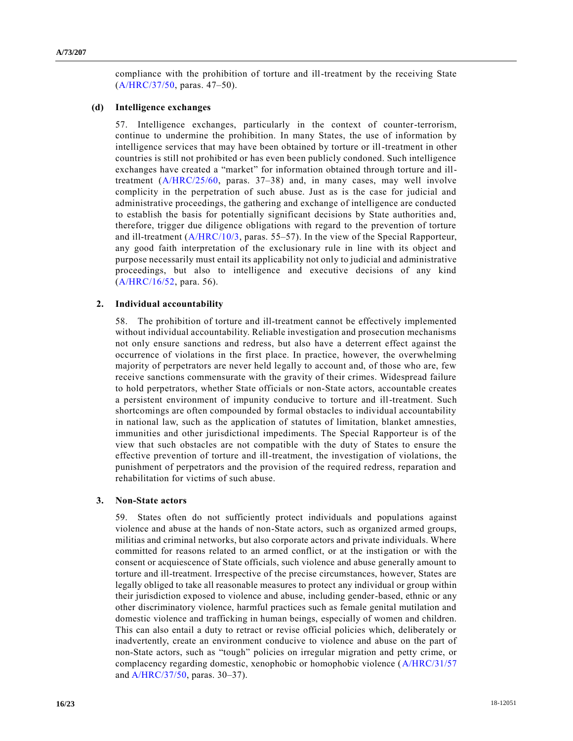compliance with the prohibition of torture and ill-treatment by the receiving State (A/HRC/37/50, paras. 47–50).

### (d) Intelligence exchanges

57. Intelligence exchanges, particularly in the context of counter-terrorism, continue to undermine the prohibition. In many States, the use of information by intelligence services that may have been obtained by torture or ill-treatment in other countries is still not prohibited or has even been publicly condoned. Such intelligence exchanges have created a "market" for information obtained through torture and ill-treatment (A/HRC/25/60, paras. 37–38) and, in many cases, may well involve complicity in the perpetration of such abuse. Just as is the case for judicial and administrative proceedings, the gathering and exchange of intelligence are conducted to establish the basis for potentially significant decisions by State authorities and, therefore, trigger due diligence obligations with regard to the prevention of torture and ill-treatment (A/HRC/10/3, paras. 55–57). In the view of the Special Rapporteur, any good faith interpretation of the exclusionary rule in line with its object and purpose necessarily must entail its applicability not only to judicial and administrative proceedings, but also to intelligence and executive decisions of any kind (A/HRC/16/52, para. 56).

## 2. Individual accountability

58. The prohibition of torture and ill-treatment cannot be effectively implemented without individual accountability. Reliable investigation and prosecution mechanisms not only ensure sanctions and redress, but also have a deterrent effect against the occurrence of violations in the first place. In practice, however, the overwhelming majority of perpetrators are never held legally to account and, of those who are, few receive sanctions commensurate with the gravity of their crimes. Widespread failure to hold perpetrators, whether State officials or non-State actors, accountable creates a persistent environment of impunity conducive to torture and ill-treatment. Such shortcomings are often compounded by formal obstacles to individual accountability in national law, such as the application of statutes of limitation, blanket amnesties, immunities and other jurisdictional impediments. The Special Rapporteur is of the view that such obstacles are not compatible with the duty of States to ensure the effective prevention of torture and ill-treatment, the investigation of violations, the punishment of perpetrators and the provision of the required redress, reparation and rehabilitation for victims of such abuse.

## 3. Non-State actors

59. States often do not sufficiently protect individuals and populations against violence and abuse at the hands of non-State actors, such as organized armed groups, militias and criminal networks, but also corporate actors and private individuals. Where committed for reasons related to an armed conflict, or at the instigation or with the consent or acquiescence of State officials, such violence and abuse generally amount to torture and ill-treatment. Irrespective of the precise circumstances, however, States are legally obliged to take all reasonable measures to protect any individual or group within their jurisdiction exposed to violence and abuse, including gender-based, ethnic or any other discriminatory violence, harmful practices such as female genital mutilation and domestic violence and trafficking in human beings, especially of women and children. This can also entail a duty to retract or revise official policies which, deliberately or inadvertently, create an environment conducive to violence and abuse on the part of non-State actors, such as "tough" policies on irregular migration and petty crime, or complacency regarding domestic, xenophobic or homophobic violence (A/HRC/31/57 and A/HRC/37/50, paras. 30–37).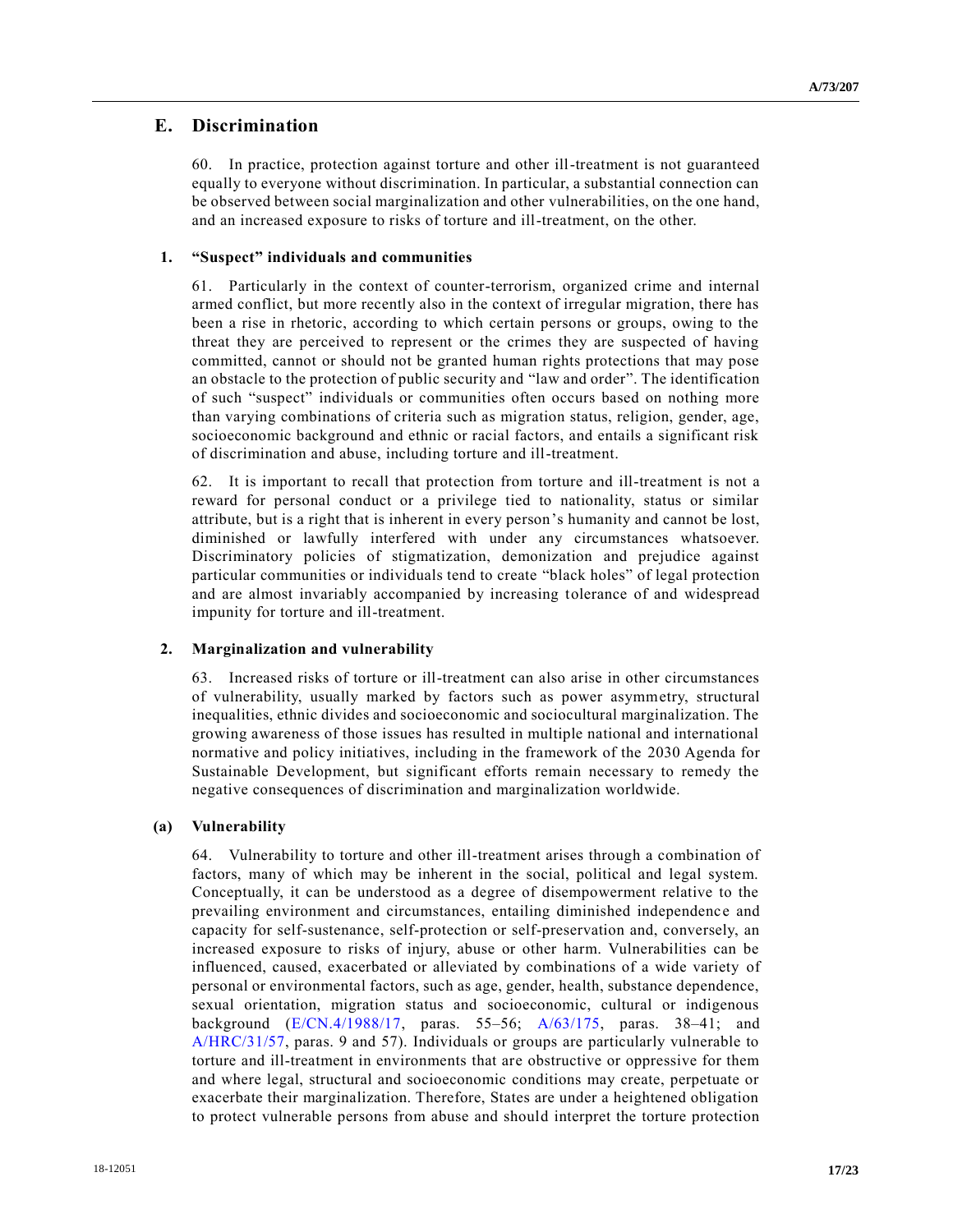## E. Discrimination

60. In practice, protection against torture and other ill-treatment is not guaranteed equally to everyone without discrimination. In particular, a substantial connection can be observed between social marginalization and other vulnerabilities, on the one hand, and an increased exposure to risks of torture and ill-treatment, on the other.

### 1. "Suspect" individuals and communities

61. Particularly in the context of counter-terrorism, organized crime and internal armed conflict, but more recently also in the context of irregular migration, there has been a rise in rhetoric, according to which certain persons or groups, owing to the threat they are perceived to represent or the crimes they are suspected of having committed, cannot or should not be granted human rights protections that may pose an obstacle to the protection of public security and "law and order". The identification of such "suspect" individuals or communities often occurs based on nothing more than varying combinations of criteria such as migration status, religion, gender, age, socioeconomic background and ethnic or racial factors, and entails a significant risk of discrimination and abuse, including torture and ill-treatment.

62. It is important to recall that protection from torture and ill-treatment is not a reward for personal conduct or a privilege tied to nationality, status or similar attribute, but is a right that is inherent in every person's humanity and cannot be lost, diminished or lawfully interfered with under any circumstances whatsoever. Discriminatory policies of stigmatization, demonization and prejudice against particular communities or individuals tend to create "black holes" of legal protection and are almost invariably accompanied by increasing tolerance of and widespread impunity for torture and ill-treatment.

### 2. Marginalization and vulnerability

63. Increased risks of torture or ill-treatment can also arise in other circumstances of vulnerability, usually marked by factors such as power asymmetry, structural inequalities, ethnic divides and socioeconomic and sociocultural marginalization. The growing awareness of those issues has resulted in multiple national and international normative and policy initiatives, including in the framework of the 2030 Agenda for Sustainable Development, but significant efforts remain necessary to remedy the negative consequences of discrimination and marginalization worldwide.

#### (a) Vulnerability

64. Vulnerability to torture and other ill-treatment arises through a combination of factors, many of which may be inherent in the social, political and legal system. Conceptually, it can be understood as a degree of disempowerment relative to the prevailing environment and circumstances, entailing diminished independence and capacity for self-sustenance, self-protection or self-preservation and, conversely, an increased exposure to risks of injury, abuse or other harm. Vulnerabilities can be influenced, caused, exacerbated or alleviated by combinations of a wide variety of personal or environmental factors, such as age, gender, health, substance dependence, sexual orientation, migration status and socioeconomic, cultural or indigenous background (E/CN.4/1988/17, paras. 55–56; A/63/175, paras. 38–41; and A/HRC/31/57, paras. 9 and 57). Individuals or groups are particularly vulnerable to torture and ill-treatment in environments that are obstructive or oppressive for them and where legal, structural and socioeconomic conditions may create, perpetuate or exacerbate their marginalization. Therefore, States are under a heightened obligation to protect vulnerable persons from abuse and should interpret the torture protection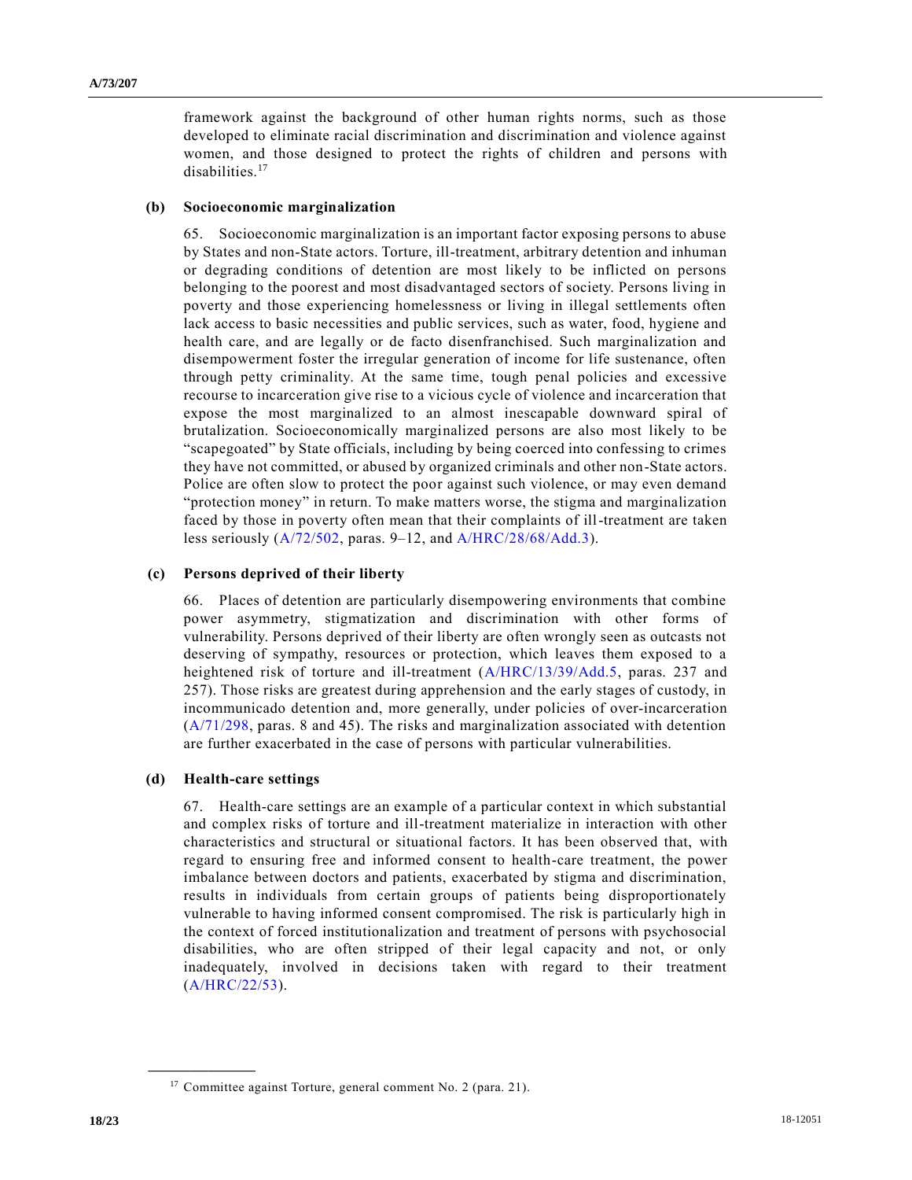framework against the background of other human rights norms, such as those developed to eliminate racial discrimination and discrimination and violence against women, and those designed to protect the rights of children and persons with disabilities.[17]

**(b) Socioeconomic marginalization**

65. Socioeconomic marginalization is an important factor exposing persons to abuse by States and non-State actors. Torture, ill-treatment, arbitrary detention and inhuman or degrading conditions of detention are most likely to be inflicted on persons belonging to the poorest and most disadvantaged sectors of society. Persons living in poverty and those experiencing homelessness or living in illegal settlements often lack access to basic necessities and public services, such as water, food, hygiene and health care, and are legally or de facto disenfranchised. Such marginalization and disempowerment foster the irregular generation of income for life sustenance, often through petty criminality. At the same time, tough penal policies and excessive recourse to incarceration give rise to a vicious cycle of violence and incarceration that expose the most marginalized to an almost inescapable downward spiral of brutalization. Socioeconomically marginalized persons are also most likely to be "scapegoated" by State officials, including by being coerced into confessing to crimes they have not committed, or abused by organized criminals and other non-State actors. Police are often slow to protect the poor against such violence, or may even demand "protection money" in return. To make matters worse, the stigma and marginalization faced by those in poverty often mean that their complaints of ill-treatment are taken less seriously (A/72/502, paras. 9–12, and A/HRC/28/68/Add.3).

**(c) Persons deprived of their liberty**

66. Places of detention are particularly disempowering environments that combine power asymmetry, stigmatization and discrimination with other forms of vulnerability. Persons deprived of their liberty are often wrongly seen as outcasts not deserving of sympathy, resources or protection, which leaves them exposed to a heightened risk of torture and ill-treatment (A/HRC/13/39/Add.5, paras. 237 and 257). Those risks are greatest during apprehension and the early stages of custody, in incommunicado detention and, more generally, under policies of over-incarceration (A/71/298, paras. 8 and 45). The risks and marginalization associated with detention are further exacerbated in the case of persons with particular vulnerabilities.

**(d) Health-care settings**

67. Health-care settings are an example of a particular context in which substantial and complex risks of torture and ill-treatment materialize in interaction with other characteristics and structural or situational factors. It has been observed that, with regard to ensuring free and informed consent to health-care treatment, the power imbalance between doctors and patients, exacerbated by stigma and discrimination, results in individuals from certain groups of patients being disproportionately vulnerable to having informed consent compromised. The risk is particularly high in the context of forced institutionalization and treatment of persons with psychosocial disabilities, who are often stripped of their legal capacity and not, or only inadequately, involved in decisions taken with regard to their treatment (A/HRC/22/53).

---

[17] Committee against Torture, general comment No. 2 (para. 21).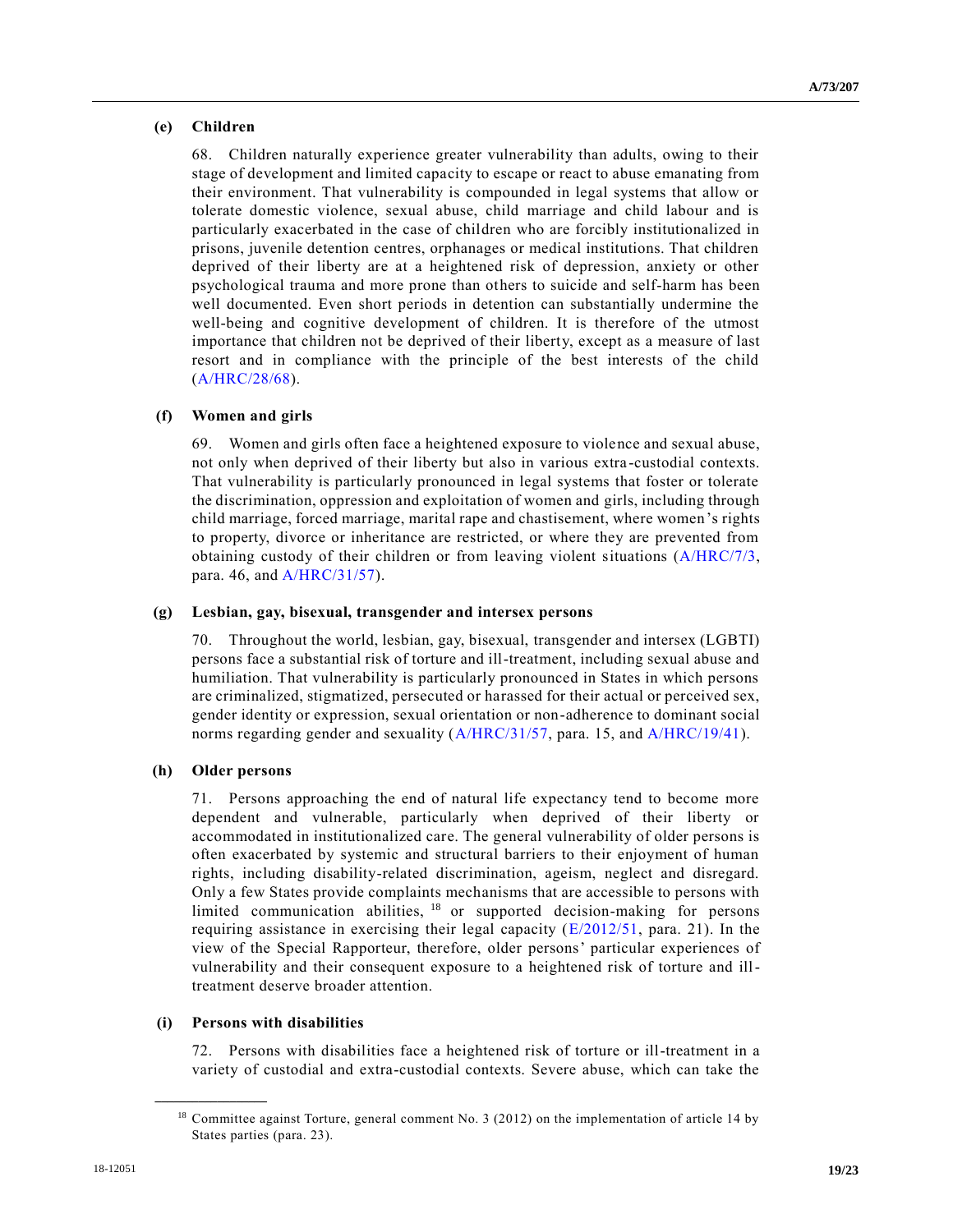### (e) Children

68. Children naturally experience greater vulnerability than adults, owing to their stage of development and limited capacity to escape or react to abuse emanating from their environment. That vulnerability is compounded in legal systems that allow or tolerate domestic violence, sexual abuse, child marriage and child labour and is particularly exacerbated in the case of children who are forcibly institutionalized in prisons, juvenile detention centres, orphanages or medical institutions. That children deprived of their liberty are at a heightened risk of depression, anxiety or other psychological trauma and more prone than others to suicide and self-harm has been well documented. Even short periods in detention can substantially undermine the well-being and cognitive development of children. It is therefore of the utmost importance that children not be deprived of their liberty, except as a measure of last resort and in compliance with the principle of the best interests of the child (A/HRC/28/68).

### (f) Women and girls

69. Women and girls often face a heightened exposure to violence and sexual abuse, not only when deprived of their liberty but also in various extra-custodial contexts. That vulnerability is particularly pronounced in legal systems that foster or tolerate the discrimination, oppression and exploitation of women and girls, including through child marriage, forced marriage, marital rape and chastisement, where women's rights to property, divorce or inheritance are restricted, or where they are prevented from obtaining custody of their children or from leaving violent situations (A/HRC/7/3, para. 46, and A/HRC/31/57).

### (g) Lesbian, gay, bisexual, transgender and intersex persons

70. Throughout the world, lesbian, gay, bisexual, transgender and intersex (LGBTI) persons face a substantial risk of torture and ill-treatment, including sexual abuse and humiliation. That vulnerability is particularly pronounced in States in which persons are criminalized, stigmatized, persecuted or harassed for their actual or perceived sex, gender identity or expression, sexual orientation or non-adherence to dominant social norms regarding gender and sexuality (A/HRC/31/57, para. 15, and A/HRC/19/41).

### (h) Older persons

71. Persons approaching the end of natural life expectancy tend to become more dependent and vulnerable, particularly when deprived of their liberty or accommodated in institutionalized care. The general vulnerability of older persons is often exacerbated by systemic and structural barriers to their enjoyment of human rights, including disability-related discrimination, ageism, neglect and disregard. Only a few States provide complaints mechanisms that are accessible to persons with limited communication abilities,[18] or supported decision-making for persons requiring assistance in exercising their legal capacity (E/2012/51, para. 21). In the view of the Special Rapporteur, therefore, older persons' particular experiences of vulnerability and their consequent exposure to a heightened risk of torture and ill-treatment deserve broader attention.

### (i) Persons with disabilities

72. Persons with disabilities face a heightened risk of torture or ill-treatment in a variety of custodial and extra-custodial contexts. Severe abuse, which can take the

---

[18] Committee against Torture, general comment No. 3 (2012) on the implementation of article 14 by States parties (para. 23).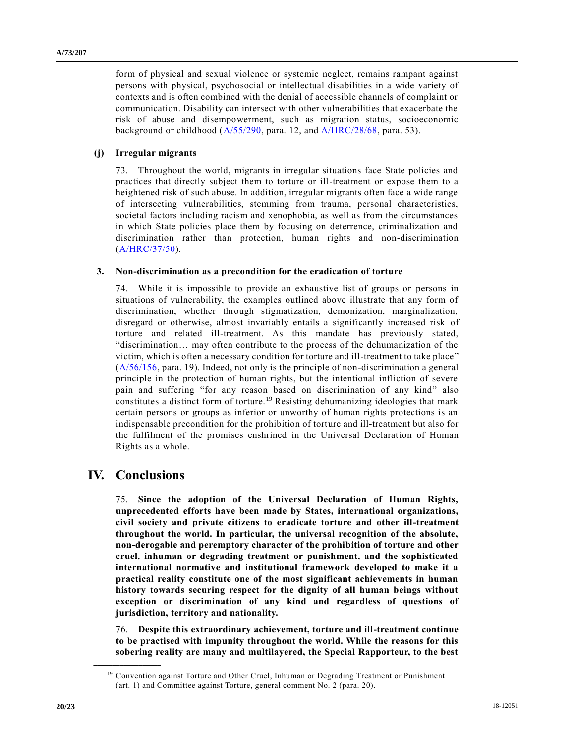form of physical and sexual violence or systemic neglect, remains rampant against persons with physical, psychosocial or intellectual disabilities in a wide variety of contexts and is often combined with the denial of accessible channels of complaint or communication. Disability can intersect with other vulnerabilities that exacerbate the risk of abuse and disempowerment, such as migration status, socioeconomic background or childhood (A/55/290, para. 12, and A/HRC/28/68, para. 53).

#### (j) Irregular migrants

73. Throughout the world, migrants in irregular situations face State policies and practices that directly subject them to torture or ill-treatment or expose them to a heightened risk of such abuse. In addition, irregular migrants often face a wide range of intersecting vulnerabilities, stemming from trauma, personal characteristics, societal factors including racism and xenophobia, as well as from the circumstances in which State policies place them by focusing on deterrence, criminalization and discrimination rather than protection, human rights and non-discrimination (A/HRC/37/50).

### 3. Non-discrimination as a precondition for the eradication of torture

74. While it is impossible to provide an exhaustive list of groups or persons in situations of vulnerability, the examples outlined above illustrate that any form of discrimination, whether through stigmatization, demonization, marginalization, disregard or otherwise, almost invariably entails a significantly increased risk of torture and related ill-treatment. As this mandate has previously stated, "discrimination… may often contribute to the process of the dehumanization of the victim, which is often a necessary condition for torture and ill-treatment to take place" (A/56/156, para. 19). Indeed, not only is the principle of non-discrimination a general principle in the protection of human rights, but the intentional infliction of severe pain and suffering "for any reason based on discrimination of any kind" also constitutes a distinct form of torture.[19] Resisting dehumanizing ideologies that mark certain persons or groups as inferior or unworthy of human rights protections is an indispensable precondition for the prohibition of torture and ill-treatment but also for the fulfilment of the promises enshrined in the Universal Declaration of Human Rights as a whole.

## IV. Conclusions

75. **Since the adoption of the Universal Declaration of Human Rights, unprecedented efforts have been made by States, international organizations, civil society and private citizens to eradicate torture and other ill-treatment throughout the world. In particular, the universal recognition of the absolute, non-derogable and peremptory character of the prohibition of torture and other cruel, inhuman or degrading treatment or punishment, and the sophisticated international normative and institutional framework developed to make it a practical reality constitute one of the most significant achievements in human history towards securing respect for the dignity of all human beings without exception or discrimination of any kind and regardless of questions of jurisdiction, territory and nationality.**

76. **Despite this extraordinary achievement, torture and ill-treatment continue to be practised with impunity throughout the world. While the reasons for this sobering reality are many and multilayered, the Special Rapporteur, to the best**

---

[19] Convention against Torture and Other Cruel, Inhuman or Degrading Treatment or Punishment (art. 1) and Committee against Torture, general comment No. 2 (para. 20).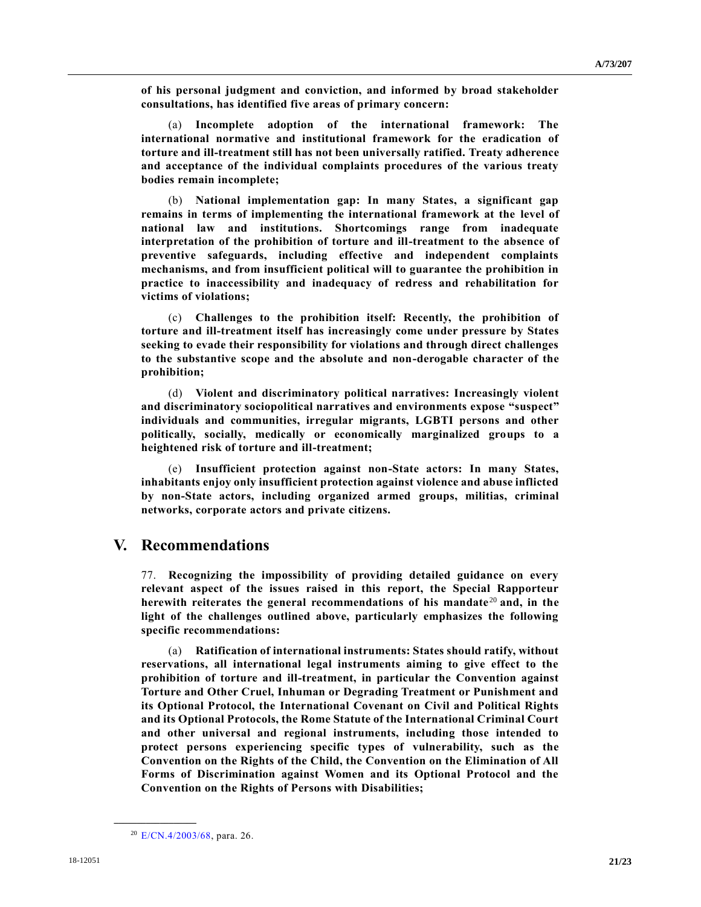**of his personal judgment and conviction, and informed by broad stakeholder consultations, has identified five areas of primary concern:**

(a) **Incomplete adoption of the international framework: The international normative and institutional framework for the eradication of torture and ill-treatment still has not been universally ratified. Treaty adherence and acceptance of the individual complaints procedures of the various treaty bodies remain incomplete;**

(b) **National implementation gap: In many States, a significant gap remains in terms of implementing the international framework at the level of national law and institutions. Shortcomings range from inadequate interpretation of the prohibition of torture and ill-treatment to the absence of preventive safeguards, including effective and independent complaints mechanisms, and from insufficient political will to guarantee the prohibition in practice to inaccessibility and inadequacy of redress and rehabilitation for victims of violations;**

(c) **Challenges to the prohibition itself: Recently, the prohibition of torture and ill-treatment itself has increasingly come under pressure by States seeking to evade their responsibility for violations and through direct challenges to the substantive scope and the absolute and non-derogable character of the prohibition;**

(d) **Violent and discriminatory political narratives: Increasingly violent and discriminatory sociopolitical narratives and environments expose "suspect" individuals and communities, irregular migrants, LGBTI persons and other politically, socially, medically or economically marginalized groups to a heightened risk of torture and ill-treatment;**

(e) **Insufficient protection against non-State actors: In many States, inhabitants enjoy only insufficient protection against violence and abuse inflicted by non-State actors, including organized armed groups, militias, criminal networks, corporate actors and private citizens.**

## V. Recommendations

77. **Recognizing the impossibility of providing detailed guidance on every relevant aspect of the issues raised in this report, the Special Rapporteur herewith reiterates the general recommendations of his mandate**[20] **and, in the light of the challenges outlined above, particularly emphasizes the following specific recommendations:**

(a) **Ratification of international instruments: States should ratify, without reservations, all international legal instruments aiming to give effect to the prohibition of torture and ill-treatment, in particular the Convention against Torture and Other Cruel, Inhuman or Degrading Treatment or Punishment and its Optional Protocol, the International Covenant on Civil and Political Rights and its Optional Protocols, the Rome Statute of the International Criminal Court and other universal and regional instruments, including those intended to protect persons experiencing specific types of vulnerability, such as the Convention on the Rights of the Child, the Convention on the Elimination of All Forms of Discrimination against Women and its Optional Protocol and the Convention on the Rights of Persons with Disabilities;**

---

[20] E/CN.4/2003/68, para. 26.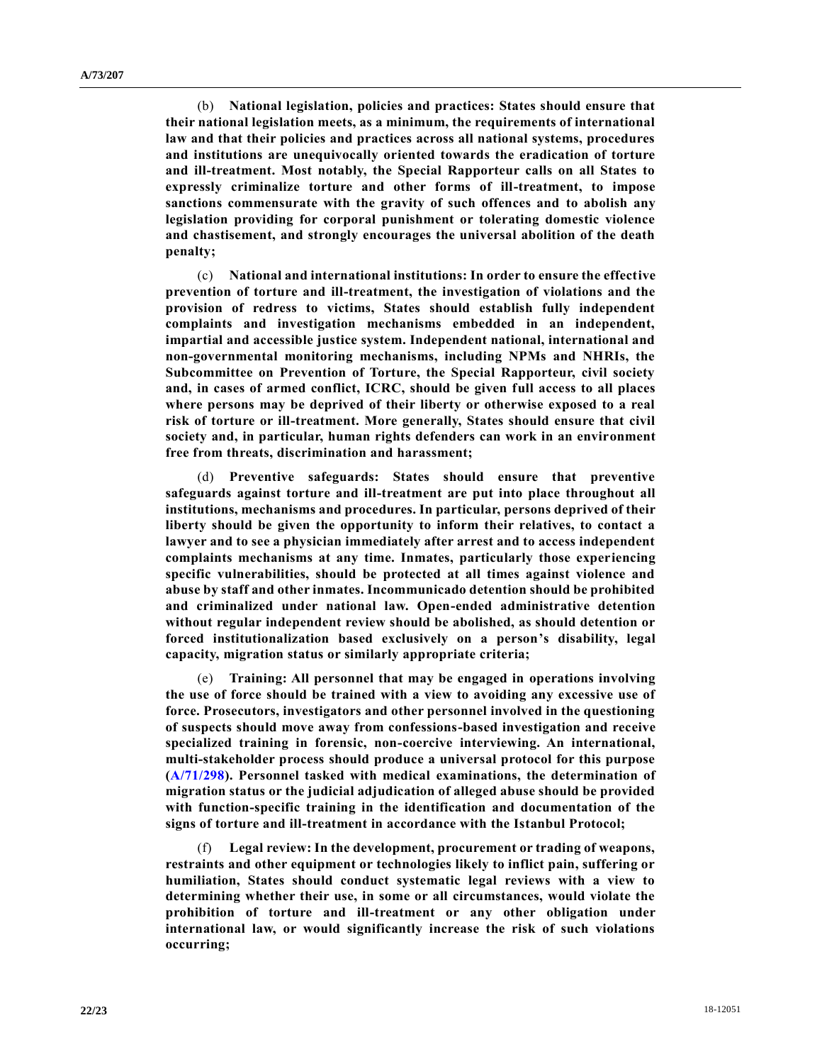(b) **National legislation, policies and practices: States should ensure that their national legislation meets, as a minimum, the requirements of international law and that their policies and practices across all national systems, procedures and institutions are unequivocally oriented towards the eradication of torture and ill-treatment. Most notably, the Special Rapporteur calls on all States to expressly criminalize torture and other forms of ill-treatment, to impose sanctions commensurate with the gravity of such offences and to abolish any legislation providing for corporal punishment or tolerating domestic violence and chastisement, and strongly encourages the universal abolition of the death penalty;**

(c) **National and international institutions: In order to ensure the effective prevention of torture and ill-treatment, the investigation of violations and the provision of redress to victims, States should establish fully independent complaints and investigation mechanisms embedded in an independent, impartial and accessible justice system. Independent national, international and non-governmental monitoring mechanisms, including NPMs and NHRIs, the Subcommittee on Prevention of Torture, the Special Rapporteur, civil society and, in cases of armed conflict, ICRC, should be given full access to all places where persons may be deprived of their liberty or otherwise exposed to a real risk of torture or ill-treatment. More generally, States should ensure that civil society and, in particular, human rights defenders can work in an environment free from threats, discrimination and harassment;**

(d) **Preventive safeguards: States should ensure that preventive safeguards against torture and ill-treatment are put into place throughout all institutions, mechanisms and procedures. In particular, persons deprived of their liberty should be given the opportunity to inform their relatives, to contact a lawyer and to see a physician immediately after arrest and to access independent complaints mechanisms at any time. Inmates, particularly those experiencing specific vulnerabilities, should be protected at all times against violence and abuse by staff and other inmates. Incommunicado detention should be prohibited and criminalized under national law. Open-ended administrative detention without regular independent review should be abolished, as should detention or forced institutionalization based exclusively on a person's disability, legal capacity, migration status or similarly appropriate criteria;**

(e) **Training: All personnel that may be engaged in operations involving the use of force should be trained with a view to avoiding any excessive use of force. Prosecutors, investigators and other personnel involved in the questioning of suspects should move away from confessions-based investigation and receive specialized training in forensic, non-coercive interviewing. An international, multi-stakeholder process should produce a universal protocol for this purpose (A/71/298). Personnel tasked with medical examinations, the determination of migration status or the judicial adjudication of alleged abuse should be provided with function-specific training in the identification and documentation of the signs of torture and ill-treatment in accordance with the Istanbul Protocol;**

(f) **Legal review: In the development, procurement or trading of weapons, restraints and other equipment or technologies likely to inflict pain, suffering or humiliation, States should conduct systematic legal reviews with a view to determining whether their use, in some or all circumstances, would violate the prohibition of torture and ill-treatment or any other obligation under international law, or would significantly increase the risk of such violations occurring;**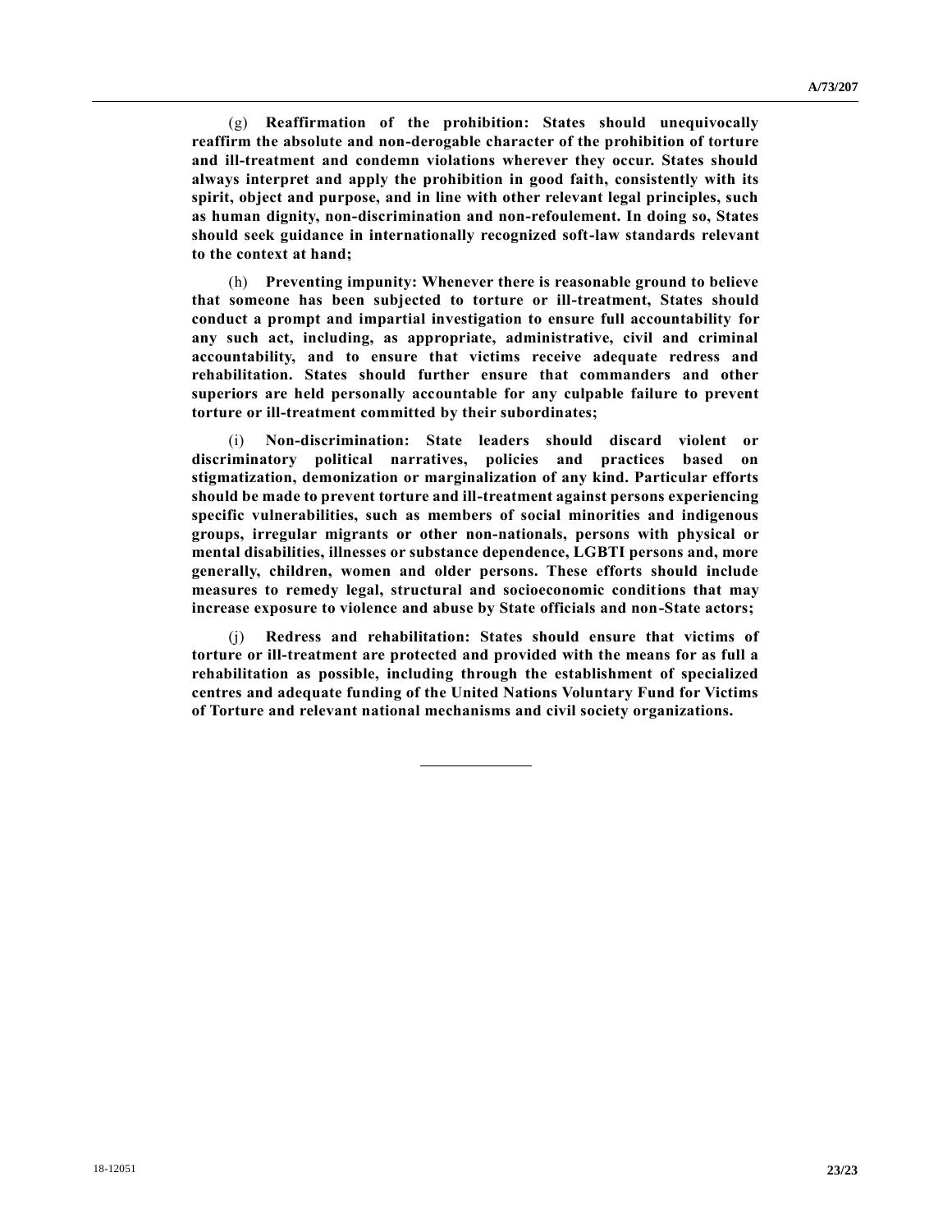(g) **Reaffirmation of the prohibition: States should unequivocally reaffirm the absolute and non-derogable character of the prohibition of torture and ill-treatment and condemn violations wherever they occur. States should always interpret and apply the prohibition in good faith, consistently with its spirit, object and purpose, and in line with other relevant legal principles, such as human dignity, non-discrimination and non-refoulement. In doing so, States should seek guidance in internationally recognized soft-law standards relevant to the context at hand;**

(h) **Preventing impunity: Whenever there is reasonable ground to believe that someone has been subjected to torture or ill-treatment, States should conduct a prompt and impartial investigation to ensure full accountability for any such act, including, as appropriate, administrative, civil and criminal accountability, and to ensure that victims receive adequate redress and rehabilitation. States should further ensure that commanders and other superiors are held personally accountable for any culpable failure to prevent torture or ill-treatment committed by their subordinates;**

(i) **Non-discrimination: State leaders should discard violent or discriminatory political narratives, policies and practices based on stigmatization, demonization or marginalization of any kind. Particular efforts should be made to prevent torture and ill-treatment against persons experiencing specific vulnerabilities, such as members of social minorities and indigenous groups, irregular migrants or other non-nationals, persons with physical or mental disabilities, illnesses or substance dependence, LGBTI persons and, more generally, children, women and older persons. These efforts should include measures to remedy legal, structural and socioeconomic conditions that may increase exposure to violence and abuse by State officials and non-State actors;**

(j) **Redress and rehabilitation: States should ensure that victims of torture or ill-treatment are protected and provided with the means for as full a rehabilitation as possible, including through the establishment of specialized centres and adequate funding of the United Nations Voluntary Fund for Victims of Torture and relevant national mechanisms and civil society organizations.**